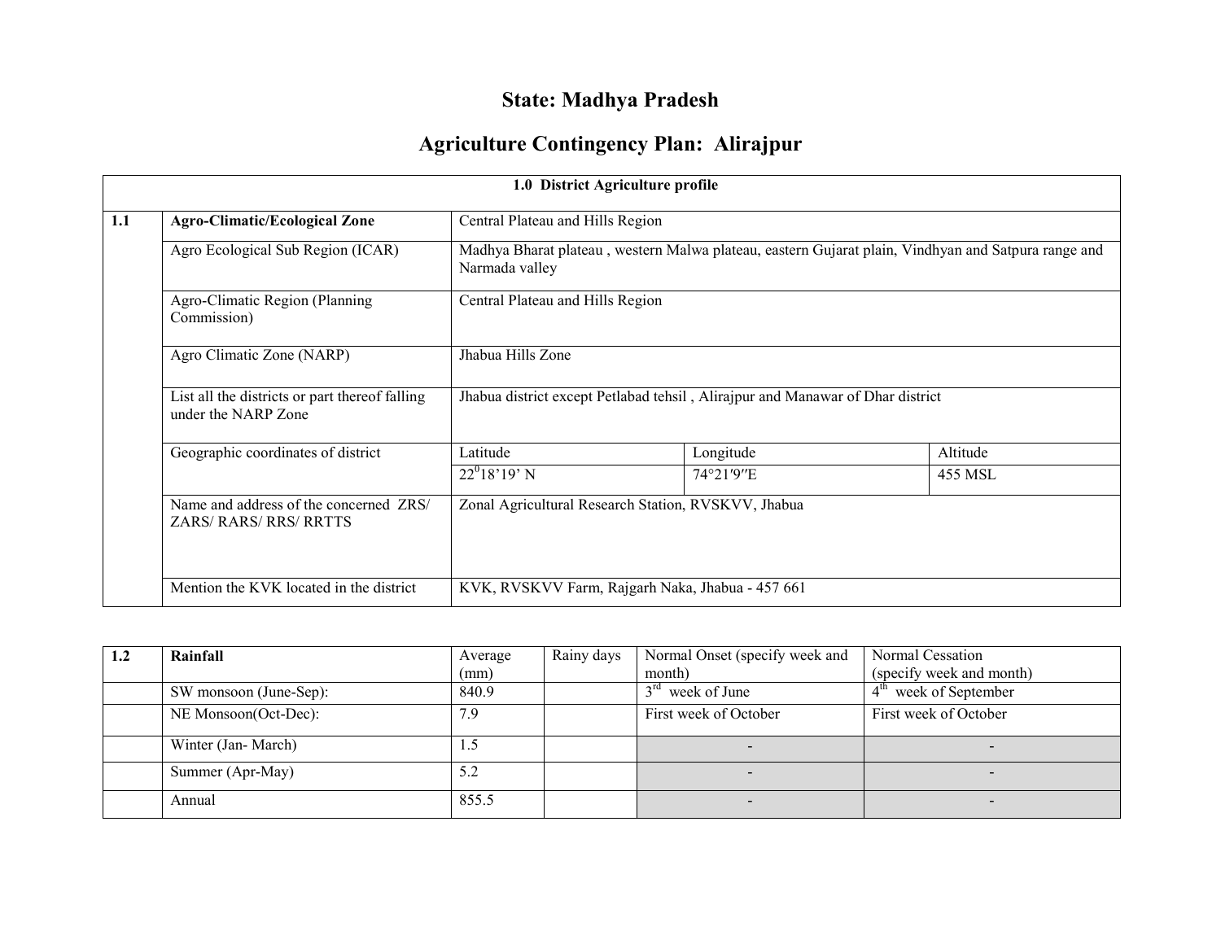# State: Madhya Pradesh

## Agriculture Contingency Plan: Alirajpur

| 1.0 District Agriculture profile | | | | |
|---|---|---|---|---|
| 1.1 | **Agro-Climatic/Ecological Zone** | Central Plateau and Hills Region | | |
| | Agro Ecological Sub Region (ICAR) | Madhya Bharat plateau , western Malwa plateau, eastern Gujarat plain, Vindhyan and Satpura range and Narmada valley | | |
| | Agro-Climatic Region (Planning Commission) | Central Plateau and Hills Region | | |
| | Agro Climatic Zone (NARP) | Jhabua Hills Zone | | |
| | List all the districts or part thereof falling under the NARP Zone | Jhabua district except Petlabad tehsil , Alirajpur and Manawar of Dhar district | | |
| | Geographic coordinates of district | Latitude | Longitude | Altitude |
| | | $22^{0}18'19'$ N | 74°21'9″E | 455 MSL |
| | Name and address of the concerned ZRS/ ZARS/ RARS/ RRS/ RRTTS | Zonal Agricultural Research Station, RVSKVV, Jhabua | | |
| | Mention the KVK located in the district | KVK, RVSKVV Farm, Rajgarh Naka, Jhabua - 457 661 | | |

| 1.2 | **Rainfall** | Average (mm) | Rainy days | Normal Onset (specify week and month) | Normal Cessation (specify week and month) |
|---|---|---|---|---|---|
| | SW monsoon (June-Sep): | 840.9 | | 3rd week of June | 4th week of September |
| | NE Monsoon(Oct-Dec): | 7.9 | | First week of October | First week of October |
| | Winter (Jan- March) | 1.5 | | - | - |
| | Summer (Apr-May) | 5.2 | | - | - |
| | Annual | 855.5 | | - | - |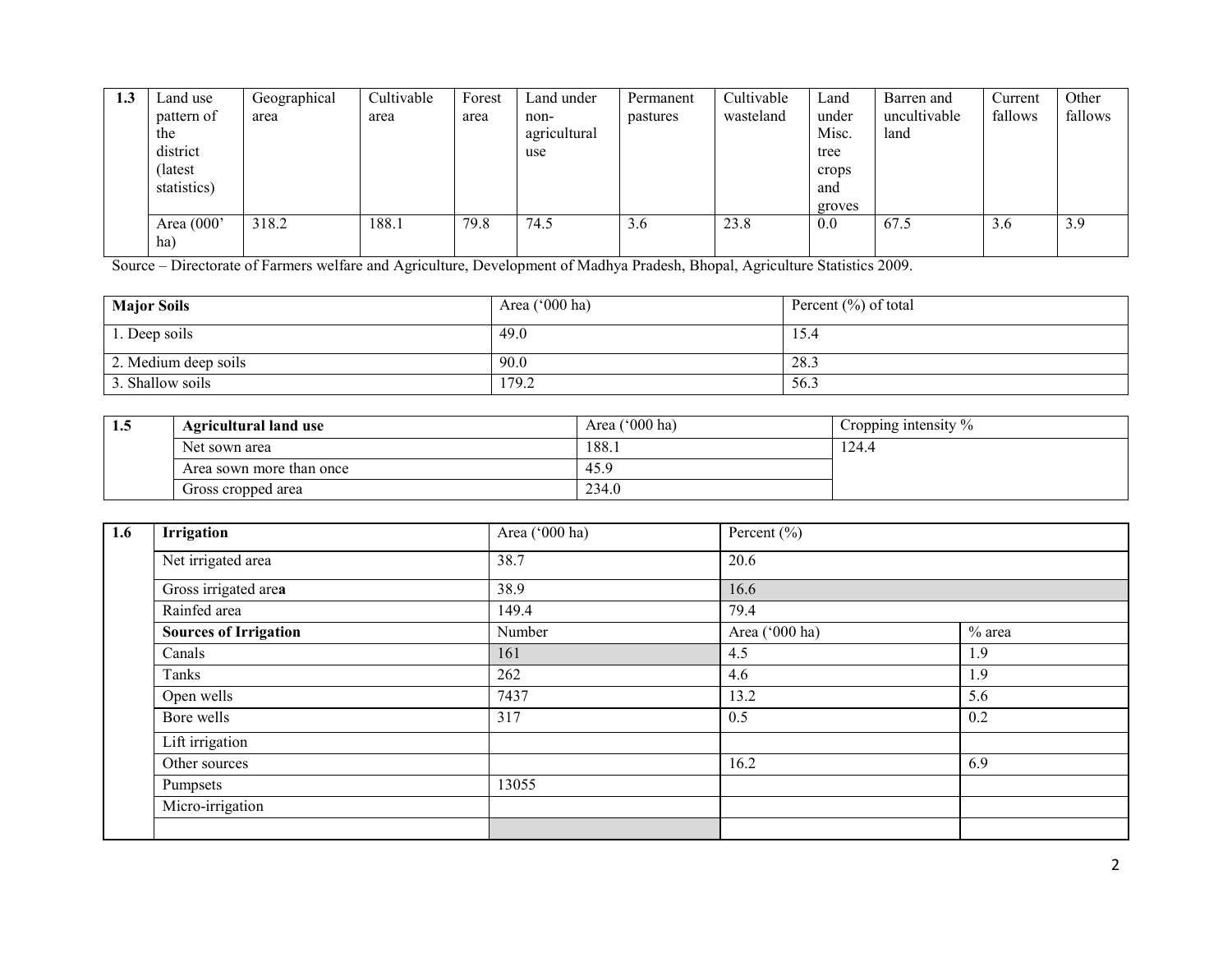| 1.3 | Land use pattern of the district (latest statistics) | Geographical area | Cultivable area | Forest area | Land under non-agricultural use | Permanent pastures | Cultivable wasteland | Land under Misc. tree crops and groves | Barren and uncultivable land | Current fallows | Other fallows |
|---|---|---|---|---|---|---|---|---|---|---|---|
| | Area (000' ha) | 318.2 | 188.1 | 79.8 | 74.5 | 3.6 | 23.8 | 0.0 | 67.5 | 3.6 | 3.9 |

Source – Directorate of Farmers welfare and Agriculture, Development of Madhya Pradesh, Bhopal, Agriculture Statistics 2009.

| Major Soils | Area ('000 ha) | Percent (%) of total |
|---|---|---|
| 1. Deep soils | 49.0 | 15.4 |
| 2. Medium deep soils | 90.0 | 28.3 |
| 3. Shallow soils | 179.2 | 56.3 |

| 1.5 | Agricultural land use | Area ('000 ha) | Cropping intensity % |
|---|---|---|---|
| | Net sown area | 188.1 | 124.4 |
| | Area sown more than once | 45.9 | |
| | Gross cropped area | 234.0 | |

| 1.6 | Irrigation | Area ('000 ha) | Percent (%) | |
|---|---|---|---|---|
| | Net irrigated area | 38.7 | 20.6 | |
| | Gross irrigated area | 38.9 | 16.6 | |
| | Rainfed area | 149.4 | 79.4 | |
| | **Sources of Irrigation** | Number | Area ('000 ha) | % area |
| | Canals | 161 | 4.5 | 1.9 |
| | Tanks | 262 | 4.6 | 1.9 |
| | Open wells | 7437 | 13.2 | 5.6 |
| | Bore wells | 317 | 0.5 | 0.2 |
| | Lift irrigation | | | |
| | Other sources | | 16.2 | 6.9 |
| | Pumpsets | 13055 | | |
| | Micro-irrigation | | | |
| | | | | |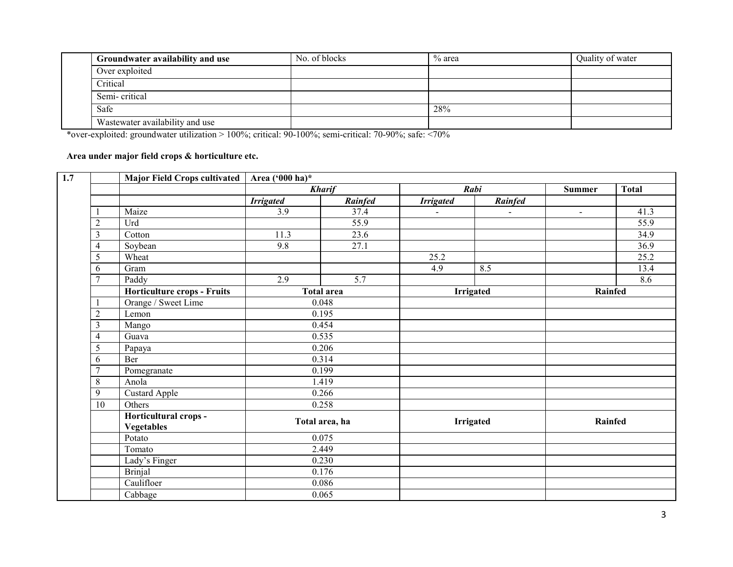| Groundwater availability and use | No. of blocks | % area | Quality of water |
|---|---|---|---|
| Over exploited | | | |
| Critical | | | |
| Semi- critical | | | |
| Safe | | 28% | |
| Wastewater availability and use | | | |

*over-exploited: groundwater utilization > 100%; critical: 90-100%; semi-critical: 70-90%; safe: <70%

**Area under major field crops & horticulture etc.**

| 1.7 | | Major Field Crops cultivated | Area ('000 ha)* | | | | | |
|---|---|---|---|---|---|---|---|---|
| | | | *Kharif* | | *Rabi* | | Summer | Total |
| | | | *Irrigated* | *Rainfed* | *Irrigated* | *Rainfed* | | |
| | 1 | Maize | 3.9 | 37.4 | - | - | - | 41.3 |
| | 2 | Urd | | 55.9 | | | | 55.9 |
| | 3 | Cotton | 11.3 | 23.6 | | | | 34.9 |
| | 4 | Soybean | 9.8 | 27.1 | | | | 36.9 |
| | 5 | Wheat | | | 25.2 | | | 25.2 |
| | 6 | Gram | | | 4.9 | 8.5 | | 13.4 |
| | 7 | Paddy | 2.9 | 5.7 | | | | 8.6 |
| | | **Horticulture crops - Fruits** | **Total area** | | **Irrigated** | | **Rainfed** | |
| | 1 | Orange / Sweet Lime | 0.048 | | | | | |
| | 2 | Lemon | 0.195 | | | | | |
| | 3 | Mango | 0.454 | | | | | |
| | 4 | Guava | 0.535 | | | | | |
| | 5 | Papaya | 0.206 | | | | | |
| | 6 | Ber | 0.314 | | | | | |
| | 7 | Pomegranate | 0.199 | | | | | |
| | 8 | Anola | 1.419 | | | | | |
| | 9 | Custard Apple | 0.266 | | | | | |
| | 10 | Others | 0.258 | | | | | |
| | | **Horticultural crops - Vegetables** | **Total area, ha** | | **Irrigated** | | **Rainfed** | |
| | | Potato | 0.075 | | | | | |
| | | Tomato | 2.449 | | | | | |
| | | Lady's Finger | 0.230 | | | | | |
| | | Brinjal | 0.176 | | | | | |
| | | Caulifloer | 0.086 | | | | | |
| | | Cabbage | 0.065 | | | | | |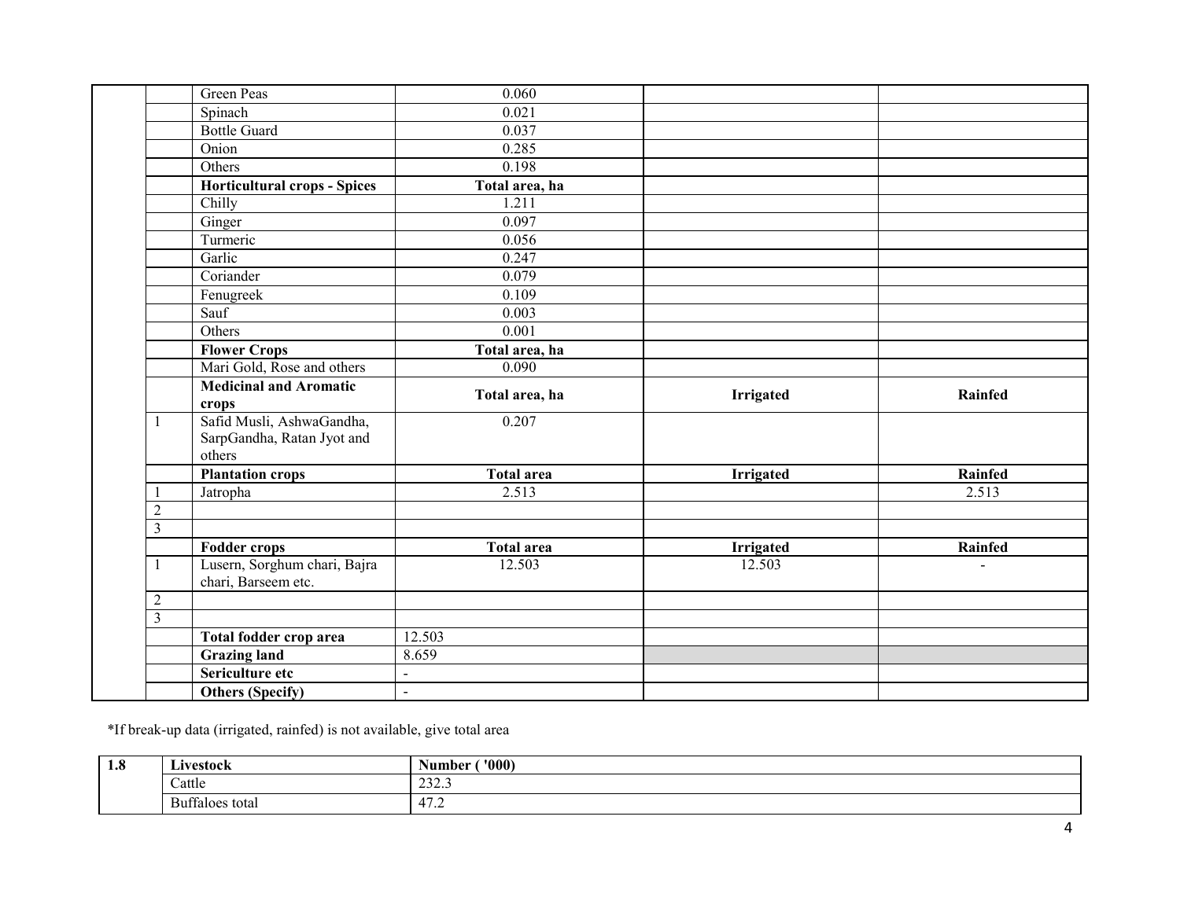| | | | | |
|---|---|---|---|---|
| | Green Peas | 0.060 | | |
| | Spinach | 0.021 | | |
| | Bottle Guard | 0.037 | | |
| | Onion | 0.285 | | |
| | Others | 0.198 | | |
| | **Horticultural crops - Spices** | **Total area, ha** | | |
| | Chilly | 1.211 | | |
| | Ginger | 0.097 | | |
| | Turmeric | 0.056 | | |
| | Garlic | 0.247 | | |
| | Coriander | 0.079 | | |
| | Fenugreek | 0.109 | | |
| | Sauf | 0.003 | | |
| | Others | 0.001 | | |
| | **Flower Crops** | **Total area, ha** | | |
| | Mari Gold, Rose and others | 0.090 | | |
| | **Medicinal and Aromatic crops** | **Total area, ha** | **Irrigated** | **Rainfed** |
| 1 | Safid Musli, AshwaGandha, SarpGandha, Ratan Jyot and others | 0.207 | | |
| | **Plantation crops** | **Total area** | **Irrigated** | **Rainfed** |
| 1 | Jatropha | 2.513 | | 2.513 |
| 2 | | | | |
| 3 | | | | |
| | **Fodder crops** | **Total area** | **Irrigated** | **Rainfed** |
| 1 | Lusern, Sorghum chari, Bajra chari, Barseem etc. | 12.503 | 12.503 | - |
| 2 | | | | |
| 3 | | | | |
| | **Total fodder crop area** | 12.503 | | |
| | **Grazing land** | 8.659 | | |
| | **Sericulture etc** | - | | |
| | **Others (Specify)** | - | | |

*If break-up data (irrigated, rainfed) is not available, give total area

| **1.8** | **Livestock** | **Number ( '000)** |
|---|---|---|
| | Cattle | 232.3 |
| | Buffaloes total | 47.2 |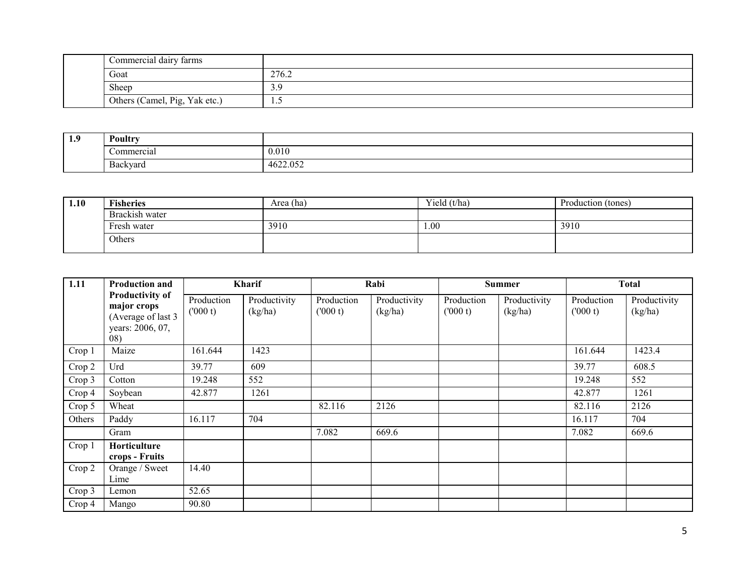| | | |
|---|---|---|
| | Commercial dairy farms | |
| | Goat | 276.2 |
| | Sheep | 3.9 |
| | Others (Camel, Pig, Yak etc.) | 1.5 |

| 1.9 | Poultry | |
|---|---|---|
| | Commercial | 0.010 |
| | Backyard | 4622.052 |

| 1.10 | Fisheries | Area (ha) | Yield (t/ha) | Production (tones) |
|---|---|---|---|---|
| | Brackish water | | | |
| | Fresh water | 3910 | 1.00 | 3910 |
| | Others | | | |

| 1.11 | Production and Productivity of major crops (Average of last 3 years: 2006, 07, 08) | Kharif | | Rabi | | Summer | | Total | |
|---|---|---|---|---|---|---|---|---|---|
| | | Production ('000 t) | Productivity (kg/ha) | Production ('000 t) | Productivity (kg/ha) | Production ('000 t) | Productivity (kg/ha) | Production ('000 t) | Productivity (kg/ha) |
| Crop 1 | Maize | 161.644 | 1423 | | | | | 161.644 | 1423.4 |
| Crop 2 | Urd | 39.77 | 609 | | | | | 39.77 | 608.5 |
| Crop 3 | Cotton | 19.248 | 552 | | | | | 19.248 | 552 |
| Crop 4 | Soybean | 42.877 | 1261 | | | | | 42.877 | 1261 |
| Crop 5 | Wheat | | | 82.116 | 2126 | | | 82.116 | 2126 |
| Others | Paddy | 16.117 | 704 | | | | | 16.117 | 704 |
| | Gram | | | 7.082 | 669.6 | | | 7.082 | 669.6 |
| Crop 1 | **Horticulture crops - Fruits** | | | | | | | | |
| Crop 2 | Orange / Sweet Lime | 14.40 | | | | | | | |
| Crop 3 | Lemon | 52.65 | | | | | | | |
| Crop 4 | Mango | 90.80 | | | | | | | |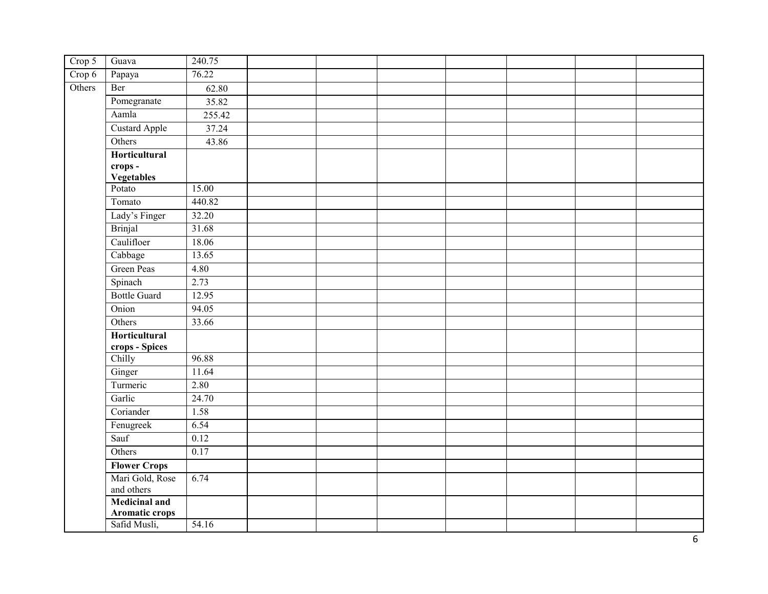| | | | | | | | | | |
|---|---|---|---|---|---|---|---|---|---|
| Crop 5 | Guava | 240.75 | | | | | | | |
| Crop 6 | Papaya | 76.22 | | | | | | | |
| Others | Ber | 62.80 | | | | | | | |
| | Pomegranate | 35.82 | | | | | | | |
| | Aamla | 255.42 | | | | | | | |
| | Custard Apple | 37.24 | | | | | | | |
| | Others | 43.86 | | | | | | | |
| | **Horticultural crops - Vegetables** | | | | | | | | |
| | Potato | 15.00 | | | | | | | |
| | Tomato | 440.82 | | | | | | | |
| | Lady's Finger | 32.20 | | | | | | | |
| | Brinjal | 31.68 | | | | | | | |
| | Caulifloer | 18.06 | | | | | | | |
| | Cabbage | 13.65 | | | | | | | |
| | Green Peas | 4.80 | | | | | | | |
| | Spinach | 2.73 | | | | | | | |
| | Bottle Guard | 12.95 | | | | | | | |
| | Onion | 94.05 | | | | | | | |
| | Others | 33.66 | | | | | | | |
| | **Horticultural crops - Spices** | | | | | | | | |
| | Chilly | 96.88 | | | | | | | |
| | Ginger | 11.64 | | | | | | | |
| | Turmeric | 2.80 | | | | | | | |
| | Garlic | 24.70 | | | | | | | |
| | Coriander | 1.58 | | | | | | | |
| | Fenugreek | 6.54 | | | | | | | |
| | Sauf | 0.12 | | | | | | | |
| | Others | 0.17 | | | | | | | |
| | **Flower Crops** | | | | | | | | |
| | Mari Gold, Rose and others | 6.74 | | | | | | | |
| | **Medicinal and Aromatic crops** | | | | | | | | |
| | Safid Musli, | 54.16 | | | | | | | |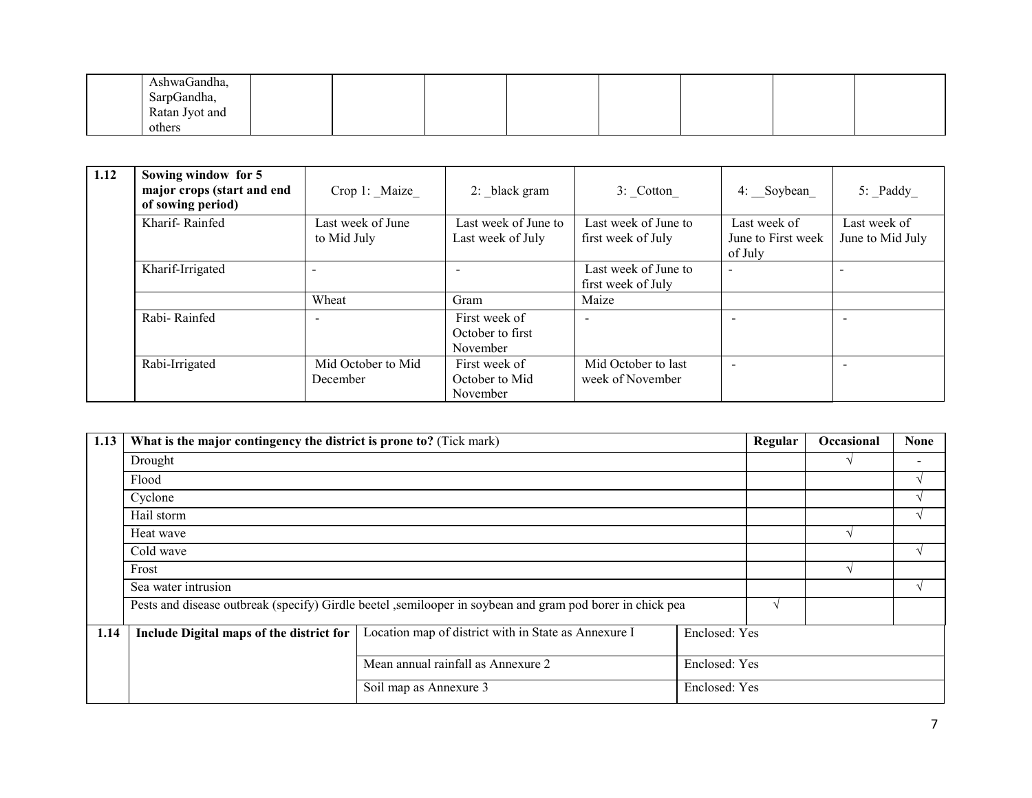| | AshwaGandha, SarpGandha, Ratan Jyot and others | | | | | | | | |
|---|---|---|---|---|---|---|---|---|---|

| 1.12 | Sowing window for 5 major crops (start and end of sowing period) | Crop 1: _Maize_ | 2: _black gram | 3: _Cotton_ | 4: __Soybean_ | 5: _Paddy_ |
|---|---|---|---|---|---|---|
| | Kharif- Rainfed | Last week of June to Mid July | Last week of June to Last week of July | Last week of June to first week of July | Last week of June to First week of July | Last week of June to Mid July |
| | Kharif-Irrigated | - | - | Last week of June to first week of July | - | - |
| | | Wheat | Gram | Maize | | |
| | Rabi- Rainfed | - | First week of October to first November | - | - | - |
| | Rabi-Irrigated | Mid October to Mid December | First week of October to Mid November | Mid October to last week of November | - | - |

| 1.13 | What is the major contingency the district is prone to? (Tick mark) | Regular | Occasional | None |
|---|---|---|---|---|
| | Drought | | √ | - |
| | Flood | | | √ |
| | Cyclone | | | √ |
| | Hail storm | | | √ |
| | Heat wave | | √ | |
| | Cold wave | | | √ |
| | Frost | | √ | |
| | Sea water intrusion | | | √ |
| | Pests and disease outbreak (specify) Girdle beetel ,semilooper in soybean and gram pod borer in chick pea | √ | | |

| 1.14 | Include Digital maps of the district for | Location map of district with in State as Annexure I | Enclosed: Yes |
|---|---|---|---|
| | | Mean annual rainfall as Annexure 2 | Enclosed: Yes |
| | | Soil map as Annexure 3 | Enclosed: Yes |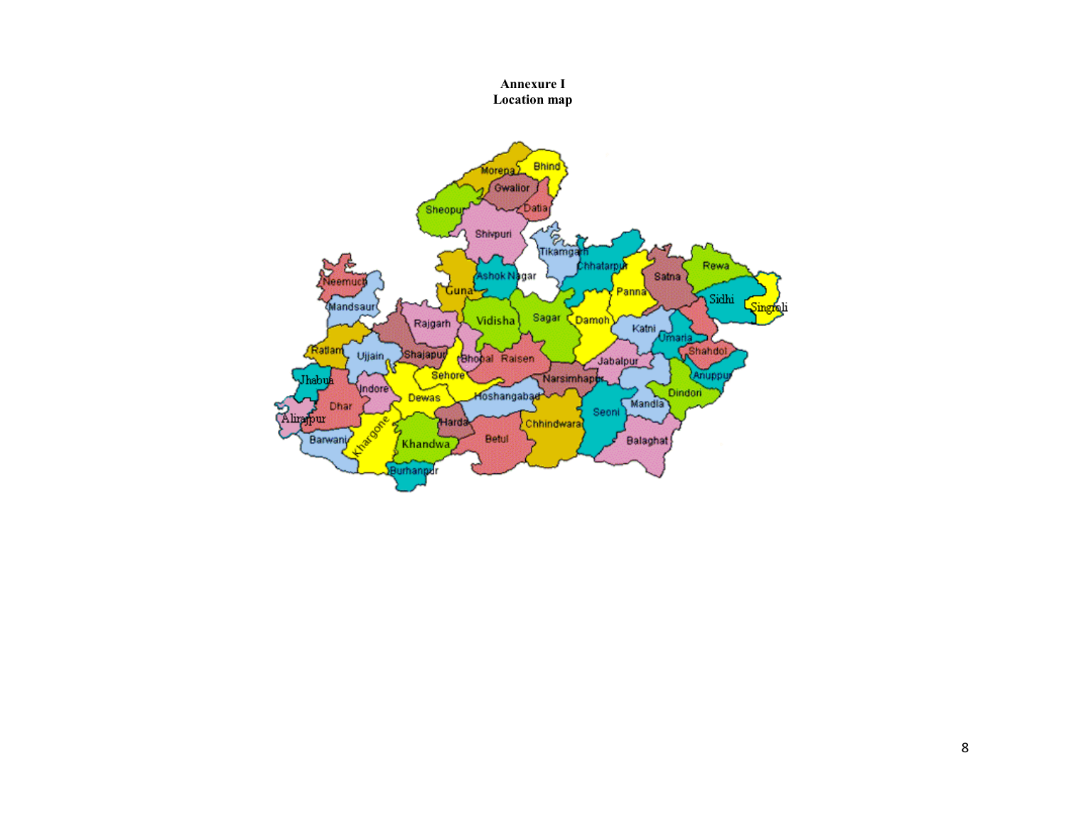**Annexure I**
**Location map**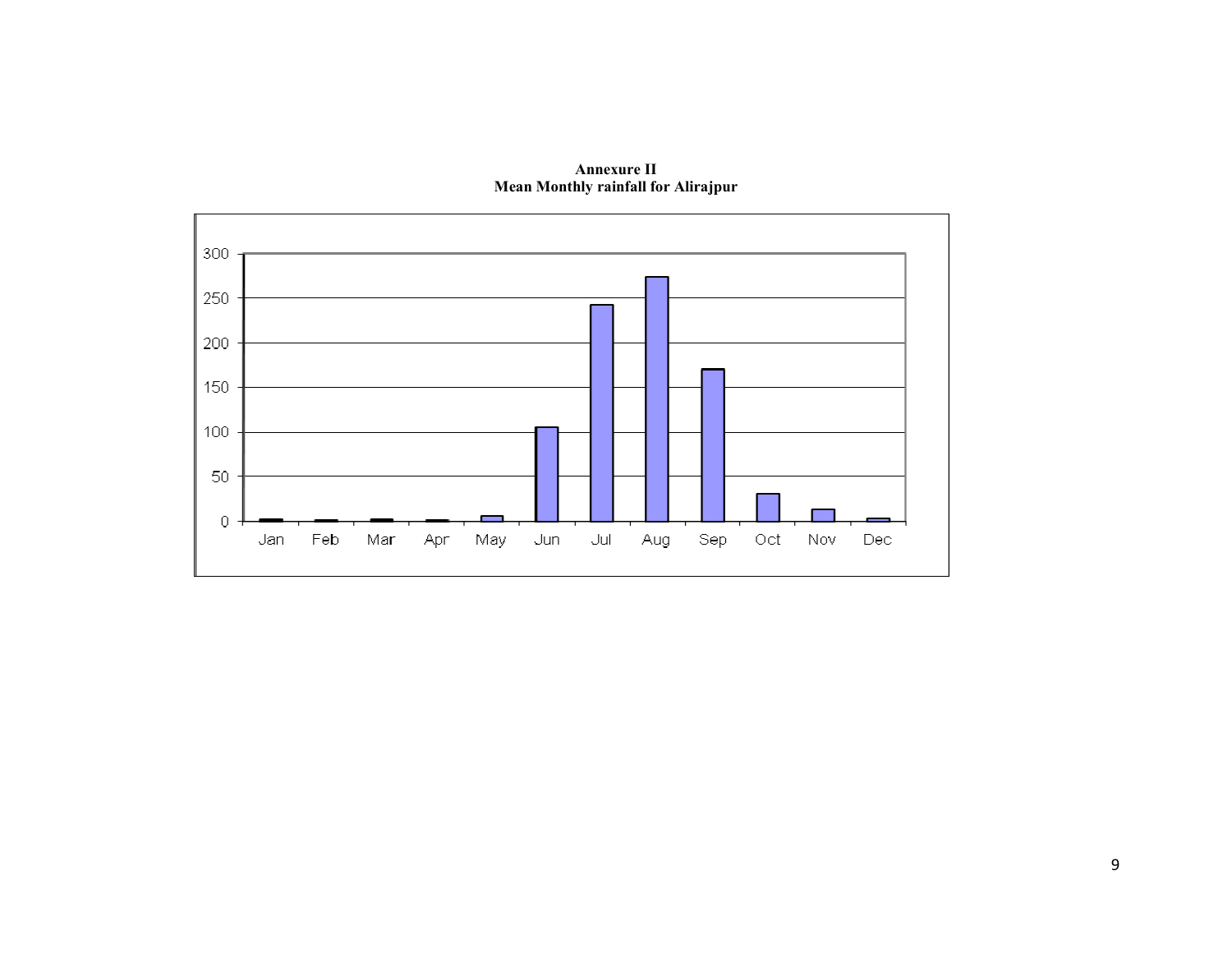**Annexure II**
**Mean Monthly rainfall for Alirajpur**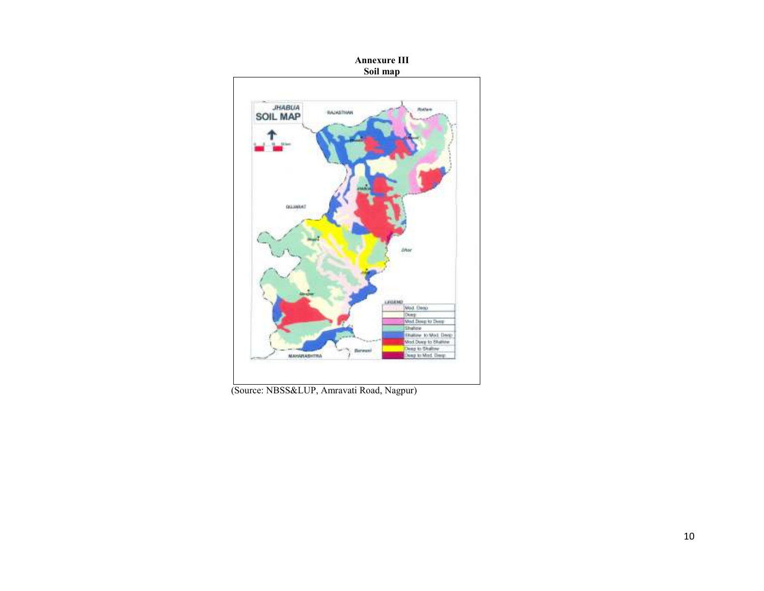**Annexure III**
**Soil map**

(Source: NBSS&LUP, Amravati Road, Nagpur)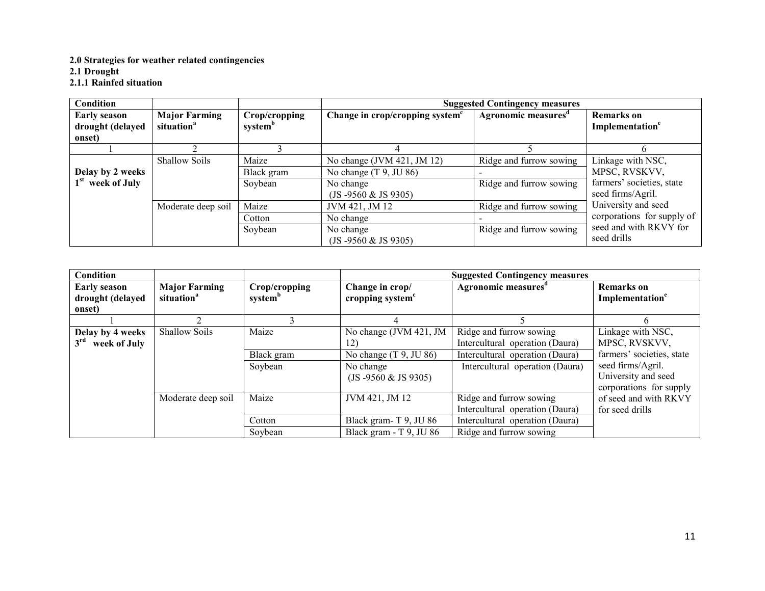**2.0 Strategies for weather related contingencies**

**2.1 Drought**

**2.1.1 Rainfed situation**

| Condition | | | Suggested Contingency measures | | |
|---|---|---|---|---|---|
| **Early season drought (delayed onset)** | **Major Farming situation[a]** | **Crop/cropping system[b]** | **Change in crop/cropping system[c]** | **Agronomic measures[d]** | **Remarks on Implementation[e]** |
| 1 | 2 | 3 | 4 | 5 | 6 |
| **Delay by 2 weeks 1[st] week of July** | Shallow Soils | Maize | No change (JVM 421, JM 12) | Ridge and furrow sowing | Linkage with NSC, MPSC, RVSKVV, farmers' societies, state seed firms/Agril. University and seed corporations for supply of seed and with RKVY for seed drills |
| | | Black gram | No change (T 9, JU 86) | - | |
| | | Soybean | No change (JS -9560 & JS 9305) | Ridge and furrow sowing | |
| | Moderate deep soil | Maize | JVM 421, JM 12 | Ridge and furrow sowing | |
| | | Cotton | No change | - | |
| | | Soybean | No change (JS -9560 & JS 9305) | Ridge and furrow sowing | |

| Condition | | | Suggested Contingency measures | | |
|---|---|---|---|---|---|
| **Early season drought (delayed onset)** | **Major Farming situation[a]** | **Crop/cropping system[b]** | **Change in crop/ cropping system[c]** | **Agronomic measures[d]** | **Remarks on Implementation[e]** |
| 1 | 2 | 3 | 4 | 5 | 6 |
| **Delay by 4 weeks 3[rd] week of July** | Shallow Soils | Maize | No change (JVM 421, JM 12) | Ridge and furrow sowing Intercultural operation (Daura) | Linkage with NSC, MPSC, RVSKVV, farmers' societies, state seed firms/Agril. University and seed corporations for supply of seed and with RKVY for seed drills |
| | | Black gram | No change (T 9, JU 86) | Intercultural operation (Daura) | |
| | | Soybean | No change (JS -9560 & JS 9305) | Intercultural operation (Daura) | |
| | Moderate deep soil | Maize | JVM 421, JM 12 | Ridge and furrow sowing Intercultural operation (Daura) | |
| | | Cotton | Black gram- T 9, JU 86 | Intercultural operation (Daura) | |
| | | Soybean | Black gram - T 9, JU 86 | Ridge and furrow sowing | |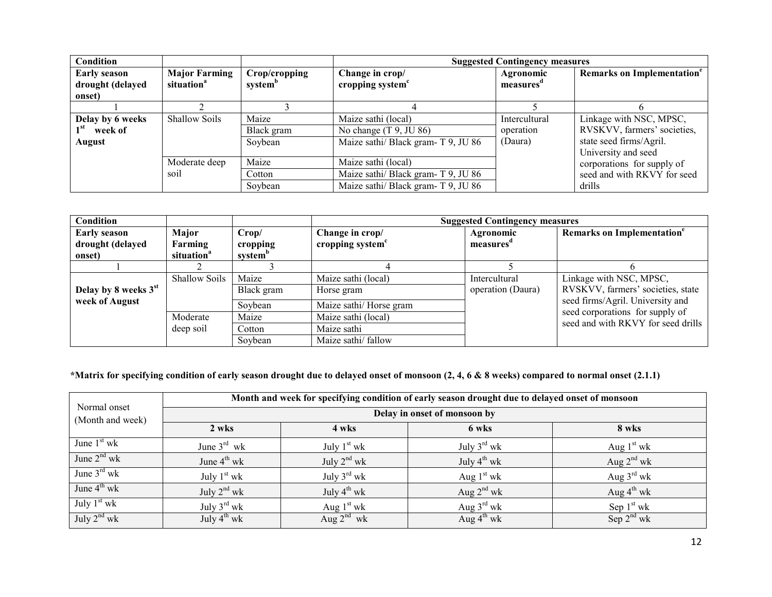| Condition | | | Suggested Contingency measures | | |
|---|---|---|---|---|---|
| **Early season drought (delayed onset)** | **Major Farming situation[a]** | **Crop/cropping system[b]** | **Change in crop/ cropping system[c]** | **Agronomic measures[d]** | **Remarks on Implementation[e]** |
| 1 | 2 | 3 | 4 | 5 | 6 |
| **Delay by 6 weeks 1st week of August** | Shallow Soils | Maize | Maize sathi (local) | Intercultural operation (Daura) | Linkage with NSC, MPSC, RVSKVV, farmers' societies, state seed firms/Agril. University and seed corporations for supply of seed and with RKVY for seed drills |
| | | Black gram | No change (T 9, JU 86) | | |
| | | Soybean | Maize sathi/ Black gram- T 9, JU 86 | | |
| | Moderate deep soil | Maize | Maize sathi (local) | | |
| | | Cotton | Maize sathi/ Black gram- T 9, JU 86 | | |
| | | Soybean | Maize sathi/ Black gram- T 9, JU 86 | | |

| Condition | | | Suggested Contingency measures | | |
|---|---|---|---|---|---|
| **Early season drought (delayed onset)** | **Major Farming situation[a]** | **Crop/ cropping system[b]** | **Change in crop/ cropping system[c]** | **Agronomic measures[d]** | **Remarks on Implementation[e]** |
| 1 | 2 | 3 | 4 | 5 | 6 |
| **Delay by 8 weeks 3st week of August** | Shallow Soils | Maize | Maize sathi (local) | Intercultural operation (Daura) | Linkage with NSC, MPSC, RVSKVV, farmers' societies, state seed firms/Agril. University and seed corporations for supply of seed and with RKVY for seed drills |
| | | Black gram | Horse gram | | |
| | | Soybean | Maize sathi/ Horse gram | | |
| | Moderate deep soil | Maize | Maize sathi (local) | | |
| | | Cotton | Maize sathi | | |
| | | Soybean | Maize sathi/ fallow | | |

**\*Matrix for specifying condition of early season drought due to delayed onset of monsoon (2, 4, 6 & 8 weeks) compared to normal onset (2.1.1)**

| Normal onset (Month and week) | Month and week for specifying condition of early season drought due to delayed onset of monsoon | | | |
|---|---|---|---|---|
| | **Delay in onset of monsoon by** | | | |
| | **2 wks** | **4 wks** | **6 wks** | **8 wks** |
| June 1st wk | June 3rd wk | July 1st wk | July 3rd wk | Aug 1st wk |
| June 2nd wk | June 4th wk | July 2nd wk | July 4th wk | Aug 2nd wk |
| June 3rd wk | July 1st wk | July 3rd wk | Aug 1st wk | Aug 3rd wk |
| June 4th wk | July 2nd wk | July 4th wk | Aug 2nd wk | Aug 4th wk |
| July 1st wk | July 3rd wk | Aug 1st wk | Aug 3rd wk | Sep 1st wk |
| July 2nd wk | July 4th wk | Aug 2nd wk | Aug 4th wk | Sep 2nd wk |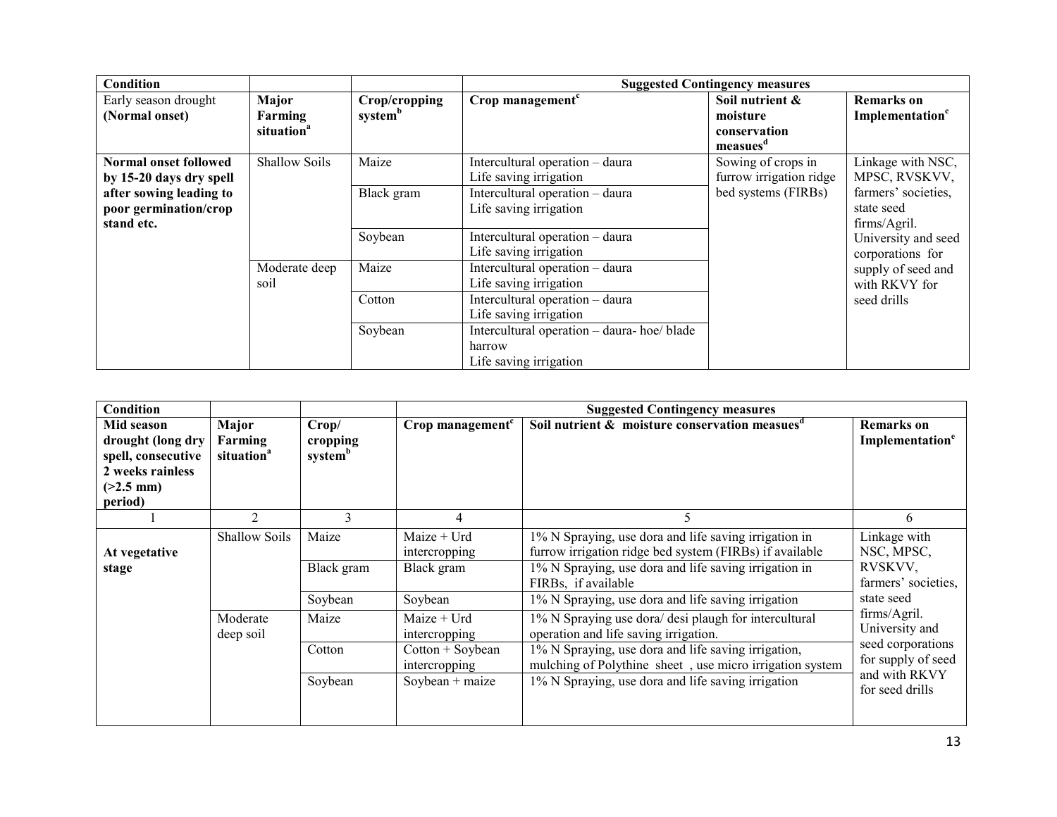| Condition | | | Suggested Contingency measures | | |
|---|---|---|---|---|---|
| Early season drought **(Normal onset)** | **Major Farming situation[a]** | **Crop/cropping system[b]** | **Crop management[c]** | **Soil nutrient & moisture conservation measues[d]** | **Remarks on Implementation[e]** |
| **Normal onset followed by 15-20 days dry spell after sowing leading to poor germination/crop stand etc.** | Shallow Soils | Maize | Intercultural operation – daura<br>Life saving irrigation | Sowing of crops in furrow irrigation ridge bed systems (FIRBs) | Linkage with NSC, MPSC, RVSKVV, farmers' societies, state seed firms/Agril. University and seed corporations for supply of seed and with RKVY for seed drills |
| | | Black gram | Intercultural operation – daura<br>Life saving irrigation | | |
| | | Soybean | Intercultural operation – daura<br>Life saving irrigation | | |
| | Moderate deep soil | Maize | Intercultural operation – daura<br>Life saving irrigation | | |
| | | Cotton | Intercultural operation – daura<br>Life saving irrigation | | |
| | | Soybean | Intercultural operation – daura- hoe/ blade harrow<br>Life saving irrigation | | |

| Condition | | | Suggested Contingency measures | | |
|---|---|---|---|---|---|
| **Mid season drought (long dry spell, consecutive 2 weeks rainless (>2.5 mm) period)** | **Major Farming situation[a]** | **Crop/ cropping system[b]** | **Crop management[c]** | **Soil nutrient & moisture conservation measues[d]** | **Remarks on Implementation[e]** |
| 1 | 2 | 3 | 4 | 5 | 6 |
| **At vegetative stage** | Shallow Soils | Maize | Maize + Urd intercropping | 1% N Spraying, use dora and life saving irrigation in furrow irrigation ridge bed system (FIRBs) if available | Linkage with NSC, MPSC, RVSKVV, farmers' societies, state seed firms/Agril. University and seed corporations for supply of seed and with RKVY for seed drills |
| | | Black gram | Black gram | 1% N Spraying, use dora and life saving irrigation in FIRBs, if available | |
| | | Soybean | Soybean | 1% N Spraying, use dora and life saving irrigation | |
| | Moderate deep soil | Maize | Maize + Urd intercropping | 1% N Spraying use dora/ desi plaugh for intercultural operation and life saving irrigation. | |
| | | Cotton | Cotton + Soybean intercropping | 1% N Spraying, use dora and life saving irrigation, mulching of Polythine sheet , use micro irrigation system | |
| | | Soybean | Soybean + maize | 1% N Spraying, use dora and life saving irrigation | |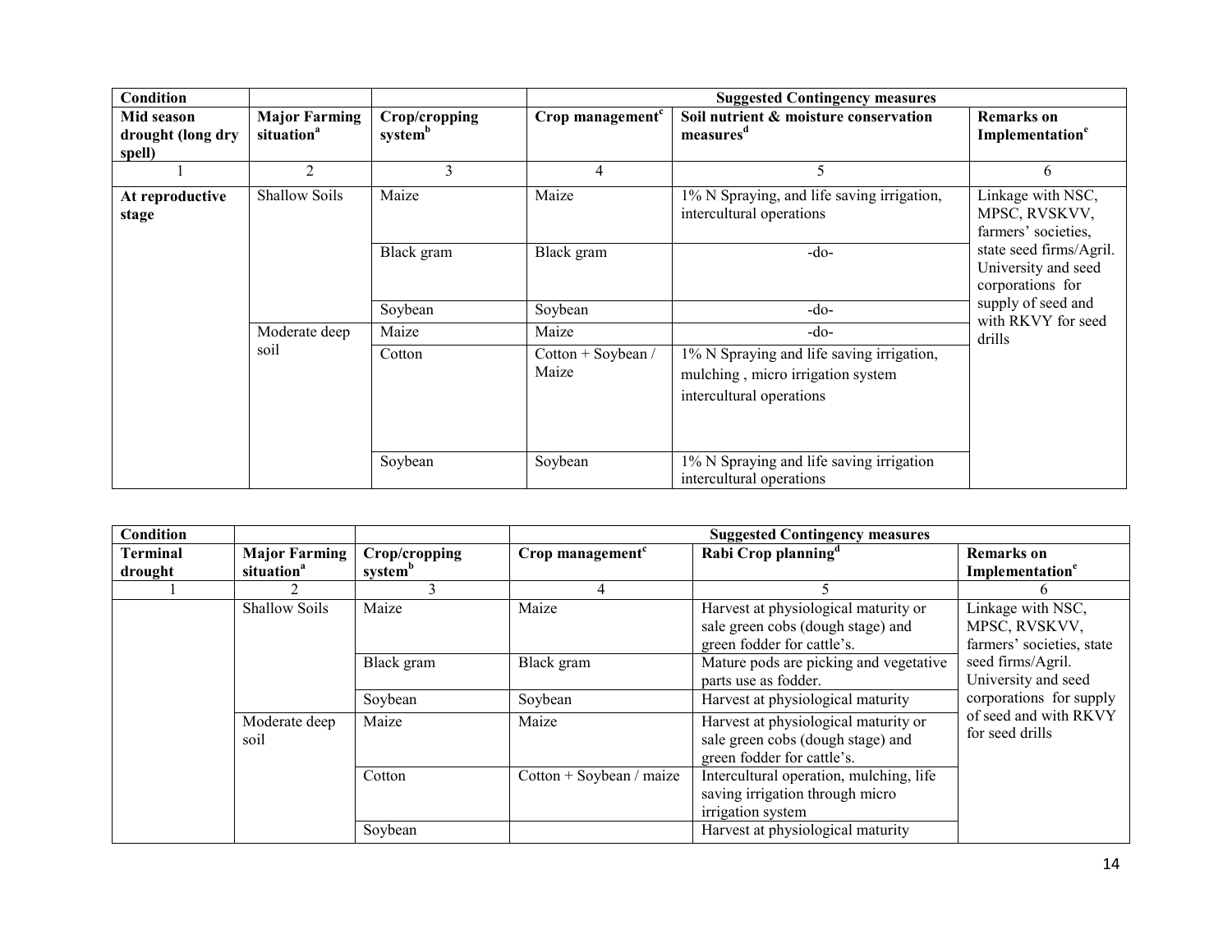| Condition | | | Suggested Contingency measures | | |
|---|---|---|---|---|---|
| **Mid season drought (long dry spell)** | **Major Farming situation[a]** | **Crop/cropping system[b]** | **Crop management[c]** | **Soil nutrient & moisture conservation measures[d]** | **Remarks on Implementation[e]** |
| 1 | 2 | 3 | 4 | 5 | 6 |
| **At reproductive stage** | Shallow Soils | Maize | Maize | 1% N Spraying, and life saving irrigation, intercultural operations | Linkage with NSC, MPSC, RVSKVV, farmers' societies, state seed firms/Agril. University and seed corporations for supply of seed and with RKVY for seed drills |
| | | Black gram | Black gram | -do- | |
| | | Soybean | Soybean | -do- | |
| | Moderate deep soil | Maize | Maize | -do- | |
| | | Cotton | Cotton + Soybean / Maize | 1% N Spraying and life saving irrigation, mulching , micro irrigation system intercultural operations | |
| | | Soybean | Soybean | 1% N Spraying and life saving irrigation intercultural operations | |

| Condition | | | Suggested Contingency measures | | |
|---|---|---|---|---|---|
| **Terminal drought** | **Major Farming situation[a]** | **Crop/cropping system[b]** | **Crop management[c]** | **Rabi Crop planning[d]** | **Remarks on Implementation[e]** |
| 1 | 2 | 3 | 4 | 5 | 6 |
| | Shallow Soils | Maize | Maize | Harvest at physiological maturity or sale green cobs (dough stage) and green fodder for cattle's. | Linkage with NSC, MPSC, RVSKVV, farmers' societies, state seed firms/Agril. University and seed corporations for supply of seed and with RKVY for seed drills |
| | | Black gram | Black gram | Mature pods are picking and vegetative parts use as fodder. | |
| | | Soybean | Soybean | Harvest at physiological maturity | |
| | Moderate deep soil | Maize | Maize | Harvest at physiological maturity or sale green cobs (dough stage) and green fodder for cattle's. | |
| | | Cotton | Cotton + Soybean / maize | Intercultural operation, mulching, life saving irrigation through micro irrigation system | |
| | | Soybean | | Harvest at physiological maturity | |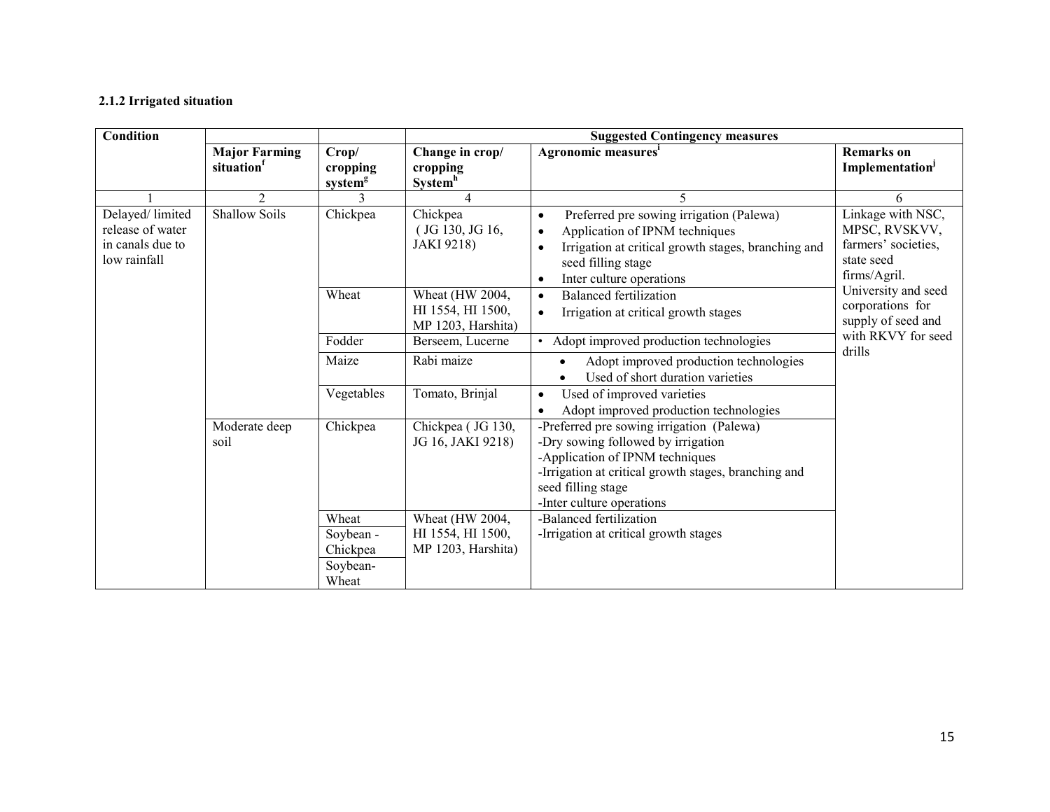#### 2.1.2 Irrigated situation

| Condition | | | Suggested Contingency measures | | |
|---|---|---|---|---|---|
| | Major Farming situation[f] | Crop/ cropping system[g] | Change in crop/ cropping System[h] | Agronomic measures[i] | Remarks on Implementation[j] |
| 1 | 2 | 3 | 4 | 5 | 6 |
| Delayed/ limited release of water in canals due to low rainfall | Shallow Soils | Chickpea | Chickpea ( JG 130, JG 16, JAKI 9218) | • Preferred pre sowing irrigation (Palewa)<br>• Application of IPNM techniques<br>• Irrigation at critical growth stages, branching and seed filling stage<br>• Inter culture operations | Linkage with NSC, MPSC, RVSKVV, farmers' societies, state seed firms/Agril. University and seed corporations for supply of seed and with RKVY for seed drills |
| | | Wheat | Wheat (HW 2004, HI 1554, HI 1500, MP 1203, Harshita) | • Balanced fertilization<br>• Irrigation at critical growth stages | |
| | | Fodder | Berseem, Lucerne | • Adopt improved production technologies | |
| | | Maize | Rabi maize | • Adopt improved production technologies<br>• Used of short duration varieties | |
| | | Vegetables | Tomato, Brinjal | • Used of improved varieties<br>• Adopt improved production technologies | |
| | Moderate deep soil | Chickpea | Chickpea ( JG 130, JG 16, JAKI 9218) | -Preferred pre sowing irrigation (Palewa)<br>-Dry sowing followed by irrigation<br>-Application of IPNM techniques<br>-Irrigation at critical growth stages, branching and seed filling stage<br>-Inter culture operations | |
| | | Wheat<br>Soybean - Chickpea<br>Soybean- Wheat | Wheat (HW 2004, HI 1554, HI 1500, MP 1203, Harshita) | -Balanced fertilization<br>-Irrigation at critical growth stages | |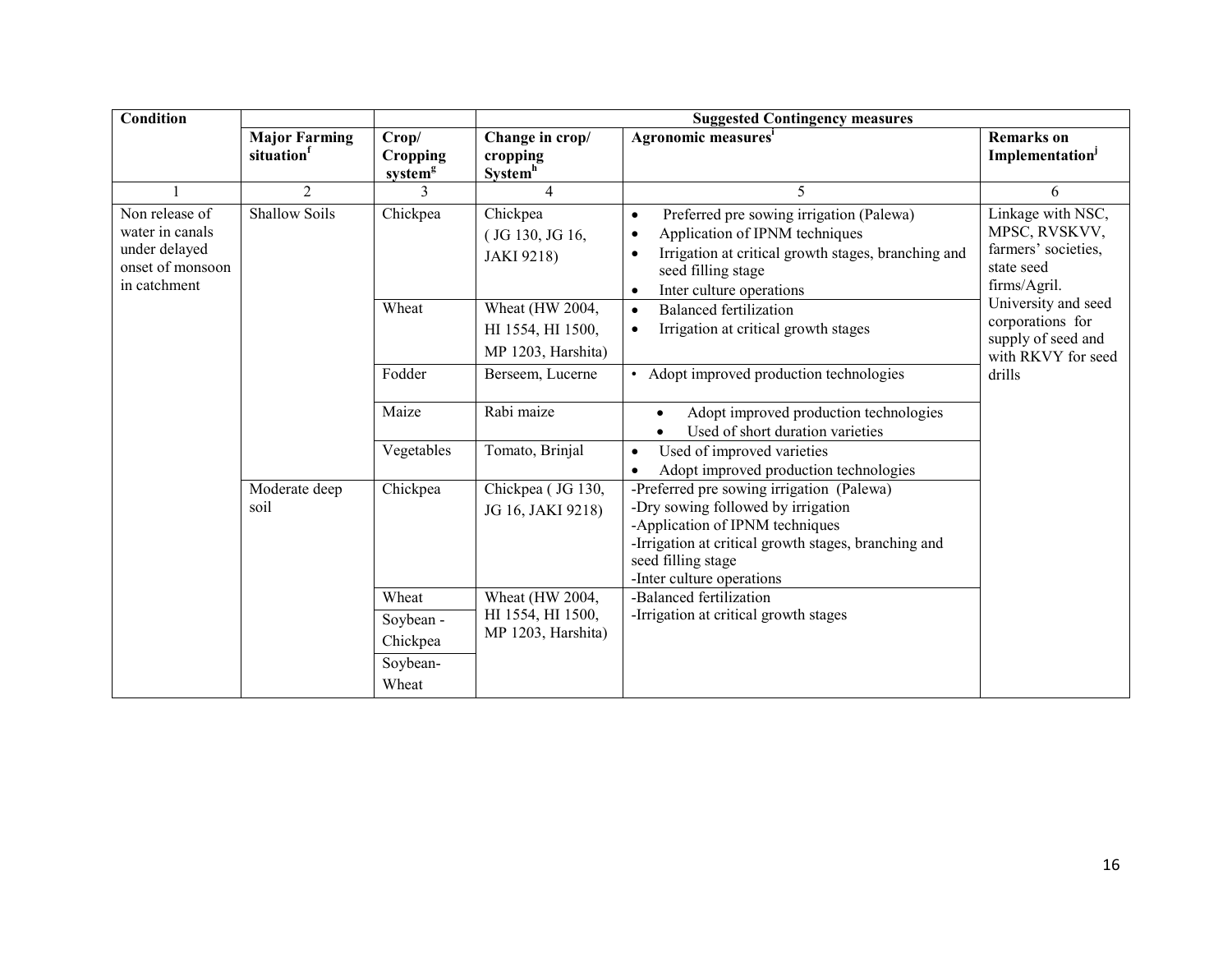| Condition | | | Suggested Contingency measures | | |
|---|---|---|---|---|---|
| | Major Farming situation[f] | Crop/ Cropping system[g] | Change in crop/ cropping System[h] | Agronomic measures[i] | Remarks on Implementation[j] |
| 1 | 2 | 3 | 4 | 5 | 6 |
| Non release of water in canals under delayed onset of monsoon in catchment | Shallow Soils | Chickpea | Chickpea ( JG 130, JG 16, JAKI 9218) | • Preferred pre sowing irrigation (Palewa)<br>• Application of IPNM techniques<br>• Irrigation at critical growth stages, branching and seed filling stage<br>• Inter culture operations | Linkage with NSC, MPSC, RVSKVV, farmers' societies, state seed firms/Agril. University and seed corporations for supply of seed and with RKVY for seed drills |
| | | Wheat | Wheat (HW 2004, HI 1554, HI 1500, MP 1203, Harshita) | • Balanced fertilization<br>• Irrigation at critical growth stages | |
| | | Fodder | Berseem, Lucerne | • Adopt improved production technologies | |
| | | Maize | Rabi maize | • Adopt improved production technologies<br>• Used of short duration varieties | |
| | | Vegetables | Tomato, Brinjal | • Used of improved varieties<br>• Adopt improved production technologies | |
| | Moderate deep soil | Chickpea | Chickpea ( JG 130, JG 16, JAKI 9218) | -Preferred pre sowing irrigation (Palewa)<br>-Dry sowing followed by irrigation<br>-Application of IPNM techniques<br>-Irrigation at critical growth stages, branching and seed filling stage<br>-Inter culture operations | |
| | | Wheat | Wheat (HW 2004, HI 1554, HI 1500, MP 1203, Harshita) | -Balanced fertilization<br>-Irrigation at critical growth stages | |
| | | Soybean - Chickpea | | | |
| | | Soybean-Wheat | | | |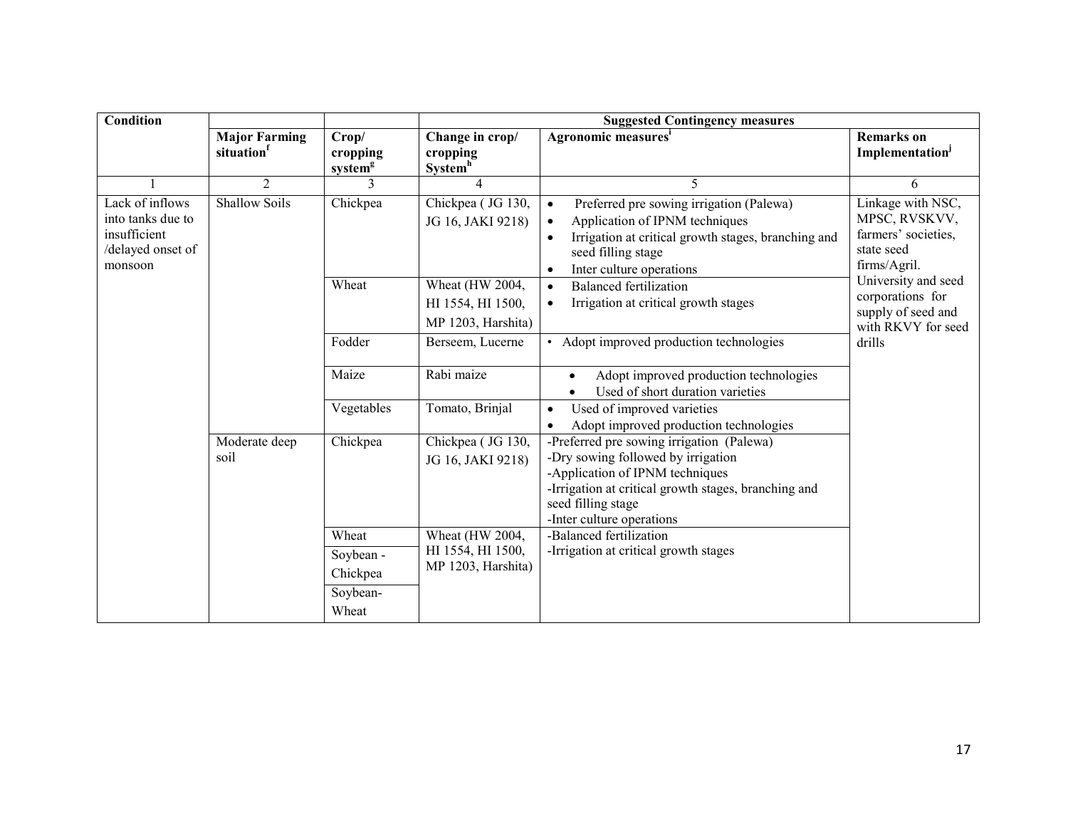| Condition | | | Suggested Contingency measures | | |
|---|---|---|---|---|---|
| | Major Farming situation[f] | Crop/ cropping system[g] | Change in crop/ cropping System[h] | Agronomic measures[i] | Remarks on Implementation[j] |
| 1 | 2 | 3 | 4 | 5 | 6 |
| Lack of inflows into tanks due to insufficient /delayed onset of monsoon | Shallow Soils | Chickpea | Chickpea ( JG 130, JG 16, JAKI 9218) | • Preferred pre sowing irrigation (Palewa)<br>• Application of IPNM techniques<br>• Irrigation at critical growth stages, branching and seed filling stage<br>• Inter culture operations | Linkage with NSC, MPSC, RVSKVV, farmers' societies, state seed firms/Agril. University and seed corporations for supply of seed and with RKVY for seed drills |
| | | Wheat | Wheat (HW 2004, HI 1554, HI 1500, MP 1203, Harshita) | • Balanced fertilization<br>• Irrigation at critical growth stages | |
| | | Fodder | Berseem, Lucerne | • Adopt improved production technologies | |
| | | Maize | Rabi maize | • Adopt improved production technologies<br>• Used of short duration varieties | |
| | | Vegetables | Tomato, Brinjal | • Used of improved varieties<br>• Adopt improved production technologies | |
| | Moderate deep soil | Chickpea | Chickpea ( JG 130, JG 16, JAKI 9218) | -Preferred pre sowing irrigation (Palewa)<br>-Dry sowing followed by irrigation<br>-Application of IPNM techniques<br>-Irrigation at critical growth stages, branching and seed filling stage<br>-Inter culture operations | |
| | | Wheat | Wheat (HW 2004, HI 1554, HI 1500, MP 1203, Harshita) | -Balanced fertilization<br>-Irrigation at critical growth stages | |
| | | Soybean - Chickpea | | | |
| | | Soybean-Wheat | | | |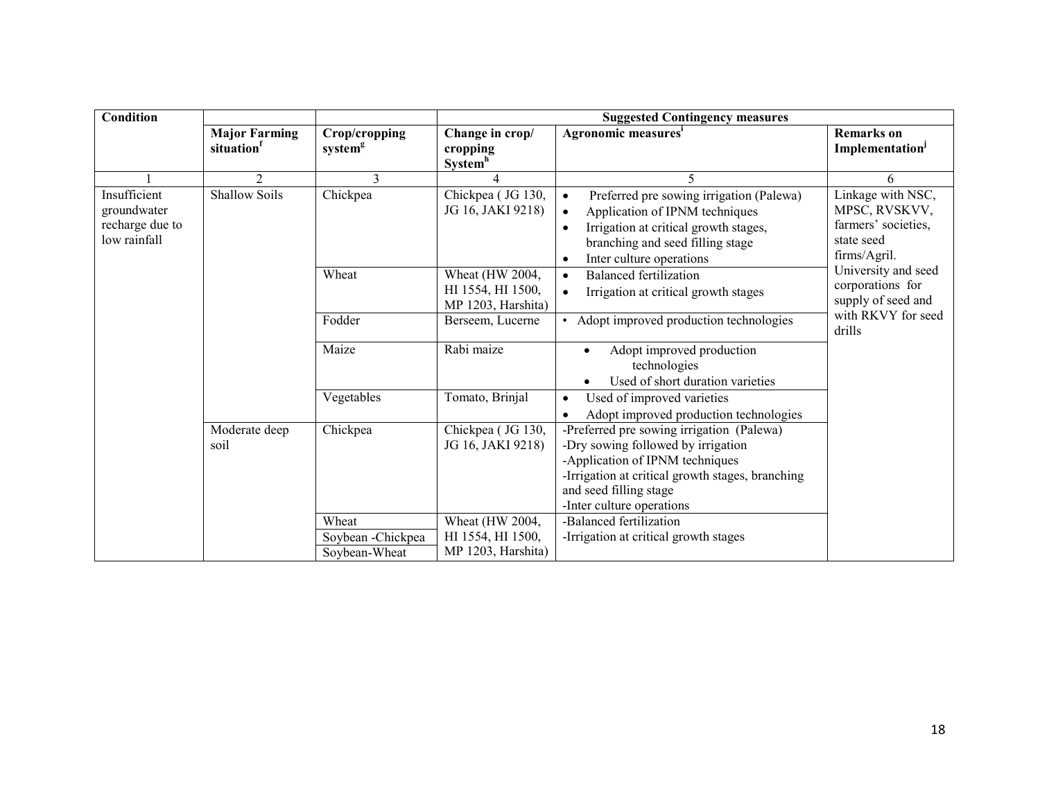| Condition | | | Suggested Contingency measures | | |
|---|---|---|---|---|---|
| | Major Farming situation[f] | Crop/cropping system[g] | Change in crop/ cropping System[h] | Agronomic measures[i] | Remarks on Implementation[j] |
| 1 | 2 | 3 | 4 | 5 | 6 |
| Insufficient groundwater recharge due to low rainfall | Shallow Soils | Chickpea | Chickpea ( JG 130, JG 16, JAKI 9218) | • Preferred pre sowing irrigation (Palewa)<br>• Application of IPNM techniques<br>• Irrigation at critical growth stages, branching and seed filling stage<br>• Inter culture operations | Linkage with NSC, MPSC, RVSKVV, farmers' societies, state seed firms/Agril. University and seed corporations for supply of seed and with RKVY for seed drills |
| | | Wheat | Wheat (HW 2004, HI 1554, HI 1500, MP 1203, Harshita) | • Balanced fertilization<br>• Irrigation at critical growth stages | |
| | | Fodder | Berseem, Lucerne | • Adopt improved production technologies | |
| | | Maize | Rabi maize | • Adopt improved production technologies<br>• Used of short duration varieties | |
| | | Vegetables | Tomato, Brinjal | • Used of improved varieties<br>• Adopt improved production technologies | |
| | Moderate deep soil | Chickpea | Chickpea ( JG 130, JG 16, JAKI 9218) | -Preferred pre sowing irrigation (Palewa)<br>-Dry sowing followed by irrigation<br>-Application of IPNM techniques<br>-Irrigation at critical growth stages, branching and seed filling stage<br>-Inter culture operations | |
| | | Wheat<br>Soybean -Chickpea<br>Soybean-Wheat | Wheat (HW 2004, HI 1554, HI 1500, MP 1203, Harshita) | -Balanced fertilization<br>-Irrigation at critical growth stages | |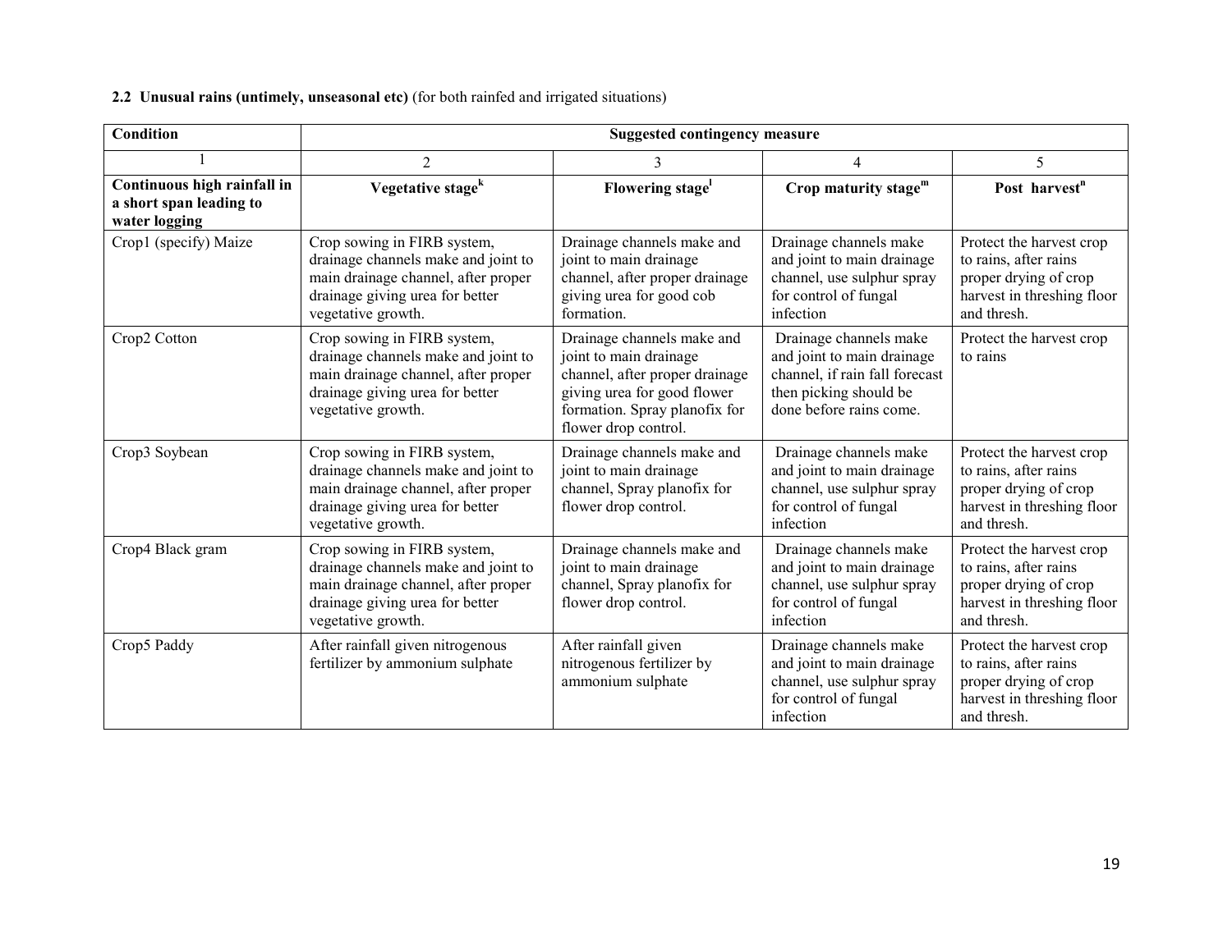**2.2 Unusual rains (untimely, unseasonal etc)** (for both rainfed and irrigated situations)

| Condition | Suggested contingency measure | | | |
|---|---|---|---|---|
| 1 | 2 | 3 | 4 | 5 |
| **Continuous high rainfall in a short span leading to water logging** | **Vegetative stage[k]** | **Flowering stage[l]** | **Crop maturity stage[m]** | **Post harvest[n]** |
| Crop1 (specify) Maize | Crop sowing in FIRB system, drainage channels make and joint to main drainage channel, after proper drainage giving urea for better vegetative growth. | Drainage channels make and joint to main drainage channel, after proper drainage giving urea for good cob formation. | Drainage channels make and joint to main drainage channel, use sulphur spray for control of fungal infection | Protect the harvest crop to rains, after rains proper drying of crop harvest in threshing floor and thresh. |
| Crop2 Cotton | Crop sowing in FIRB system, drainage channels make and joint to main drainage channel, after proper drainage giving urea for better vegetative growth. | Drainage channels make and joint to main drainage channel, after proper drainage giving urea for good flower formation. Spray planofix for flower drop control. | Drainage channels make and joint to main drainage channel, if rain fall forecast then picking should be done before rains come. | Protect the harvest crop to rains |
| Crop3 Soybean | Crop sowing in FIRB system, drainage channels make and joint to main drainage channel, after proper drainage giving urea for better vegetative growth. | Drainage channels make and joint to main drainage channel, Spray planofix for flower drop control. | Drainage channels make and joint to main drainage channel, use sulphur spray for control of fungal infection | Protect the harvest crop to rains, after rains proper drying of crop harvest in threshing floor and thresh. |
| Crop4 Black gram | Crop sowing in FIRB system, drainage channels make and joint to main drainage channel, after proper drainage giving urea for better vegetative growth. | Drainage channels make and joint to main drainage channel, Spray planofix for flower drop control. | Drainage channels make and joint to main drainage channel, use sulphur spray for control of fungal infection | Protect the harvest crop to rains, after rains proper drying of crop harvest in threshing floor and thresh. |
| Crop5 Paddy | After rainfall given nitrogenous fertilizer by ammonium sulphate | After rainfall given nitrogenous fertilizer by ammonium sulphate | Drainage channels make and joint to main drainage channel, use sulphur spray for control of fungal infection | Protect the harvest crop to rains, after rains proper drying of crop harvest in threshing floor and thresh. |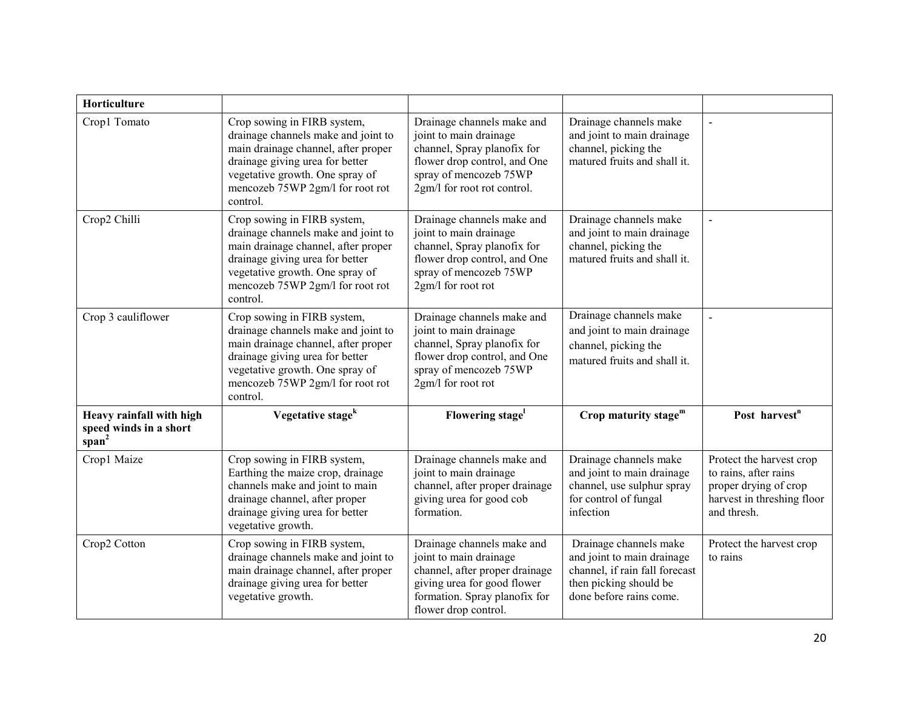| **Horticulture** | | | | |
|---|---|---|---|---|
| Crop1 Tomato | Crop sowing in FIRB system, drainage channels make and joint to main drainage channel, after proper drainage giving urea for better vegetative growth. One spray of mencozeb 75WP 2gm/l for root rot control. | Drainage channels make and joint to main drainage channel, Spray planofix for flower drop control, and One spray of mencozeb 75WP 2gm/l for root rot control. | Drainage channels make and joint to main drainage channel, picking the matured fruits and shall it. | - |
| Crop2 Chilli | Crop sowing in FIRB system, drainage channels make and joint to main drainage channel, after proper drainage giving urea for better vegetative growth. One spray of mencozeb 75WP 2gm/l for root rot control. | Drainage channels make and joint to main drainage channel, Spray planofix for flower drop control, and One spray of mencozeb 75WP 2gm/l for root rot | Drainage channels make and joint to main drainage channel, picking the matured fruits and shall it. | - |
| Crop 3 cauliflower | Crop sowing in FIRB system, drainage channels make and joint to main drainage channel, after proper drainage giving urea for better vegetative growth. One spray of mencozeb 75WP 2gm/l for root rot control. | Drainage channels make and joint to main drainage channel, Spray planofix for flower drop control, and One spray of mencozeb 75WP 2gm/l for root rot | Drainage channels make and joint to main drainage channel, picking the matured fruits and shall it. | - |
| **Heavy rainfall with high speed winds in a short span[2]** | **Vegetative stage[k]** | **Flowering stage[l]** | **Crop maturity stage[m]** | **Post harvest[n]** |
| Crop1 Maize | Crop sowing in FIRB system, Earthing the maize crop, drainage channels make and joint to main drainage channel, after proper drainage giving urea for better vegetative growth. | Drainage channels make and joint to main drainage channel, after proper drainage giving urea for good cob formation. | Drainage channels make and joint to main drainage channel, use sulphur spray for control of fungal infection | Protect the harvest crop to rains, after rains proper drying of crop harvest in threshing floor and thresh. |
| Crop2 Cotton | Crop sowing in FIRB system, drainage channels make and joint to main drainage channel, after proper drainage giving urea for better vegetative growth. | Drainage channels make and joint to main drainage channel, after proper drainage giving urea for good flower formation. Spray planofix for flower drop control. | Drainage channels make and joint to main drainage channel, if rain fall forecast then picking should be done before rains come. | Protect the harvest crop to rains |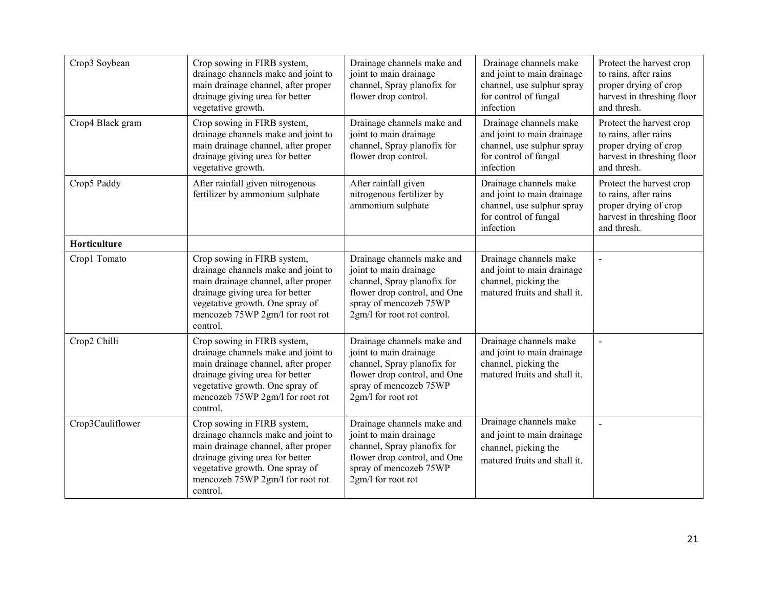| Crop3 Soybean | Crop sowing in FIRB system, drainage channels make and joint to main drainage channel, after proper drainage giving urea for better vegetative growth. | Drainage channels make and joint to main drainage channel, Spray planofix for flower drop control. | Drainage channels make and joint to main drainage channel, use sulphur spray for control of fungal infection | Protect the harvest crop to rains, after rains proper drying of crop harvest in threshing floor and thresh. |
|---|---|---|---|---|
| Crop4 Black gram | Crop sowing in FIRB system, drainage channels make and joint to main drainage channel, after proper drainage giving urea for better vegetative growth. | Drainage channels make and joint to main drainage channel, Spray planofix for flower drop control. | Drainage channels make and joint to main drainage channel, use sulphur spray for control of fungal infection | Protect the harvest crop to rains, after rains proper drying of crop harvest in threshing floor and thresh. |
| Crop5 Paddy | After rainfall given nitrogenous fertilizer by ammonium sulphate | After rainfall given nitrogenous fertilizer by ammonium sulphate | Drainage channels make and joint to main drainage channel, use sulphur spray for control of fungal infection | Protect the harvest crop to rains, after rains proper drying of crop harvest in threshing floor and thresh. |
| **Horticulture** | | | | |
| Crop1 Tomato | Crop sowing in FIRB system, drainage channels make and joint to main drainage channel, after proper drainage giving urea for better vegetative growth. One spray of mencozeb 75WP 2gm/l for root rot control. | Drainage channels make and joint to main drainage channel, Spray planofix for flower drop control, and One spray of mencozeb 75WP 2gm/l for root rot control. | Drainage channels make and joint to main drainage channel, picking the matured fruits and shall it. | - |
| Crop2 Chilli | Crop sowing in FIRB system, drainage channels make and joint to main drainage channel, after proper drainage giving urea for better vegetative growth. One spray of mencozeb 75WP 2gm/l for root rot control. | Drainage channels make and joint to main drainage channel, Spray planofix for flower drop control, and One spray of mencozeb 75WP 2gm/l for root rot | Drainage channels make and joint to main drainage channel, picking the matured fruits and shall it. | - |
| Crop3Cauliflower | Crop sowing in FIRB system, drainage channels make and joint to main drainage channel, after proper drainage giving urea for better vegetative growth. One spray of mencozeb 75WP 2gm/l for root rot control. | Drainage channels make and joint to main drainage channel, Spray planofix for flower drop control, and One spray of mencozeb 75WP 2gm/l for root rot | Drainage channels make and joint to main drainage channel, picking the matured fruits and shall it. | - |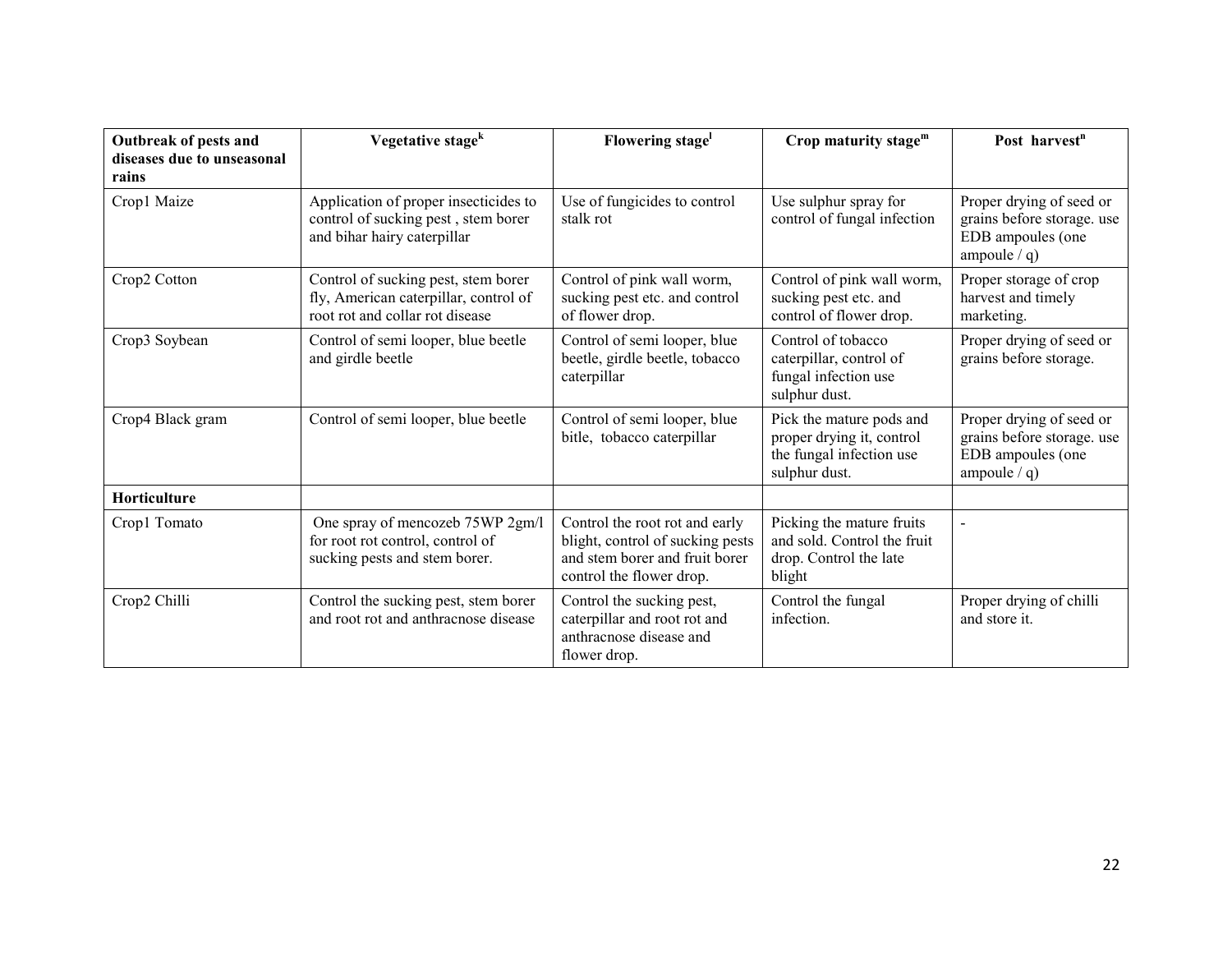| Outbreak of pests and diseases due to unseasonal rains | Vegetative stage[k] | Flowering stage[l] | Crop maturity stage[m] | Post harvest[n] |
|---|---|---|---|---|
| Crop1 Maize | Application of proper insecticides to control of sucking pest , stem borer and bihar hairy caterpillar | Use of fungicides to control stalk rot | Use sulphur spray for control of fungal infection | Proper drying of seed or grains before storage. use EDB ampoules (one ampoule / q) |
| Crop2 Cotton | Control of sucking pest, stem borer fly, American caterpillar, control of root rot and collar rot disease | Control of pink wall worm, sucking pest etc. and control of flower drop. | Control of pink wall worm, sucking pest etc. and control of flower drop. | Proper storage of crop harvest and timely marketing. |
| Crop3 Soybean | Control of semi looper, blue beetle and girdle beetle | Control of semi looper, blue beetle, girdle beetle, tobacco caterpillar | Control of tobacco caterpillar, control of fungal infection use sulphur dust. | Proper drying of seed or grains before storage. |
| Crop4 Black gram | Control of semi looper, blue beetle | Control of semi looper, blue bitle, tobacco caterpillar | Pick the mature pods and proper drying it, control the fungal infection use sulphur dust. | Proper drying of seed or grains before storage. use EDB ampoules (one ampoule / q) |
| **Horticulture** | | | | |
| Crop1 Tomato | One spray of mencozeb 75WP 2gm/l for root rot control, control of sucking pests and stem borer. | Control the root rot and early blight, control of sucking pests and stem borer and fruit borer control the flower drop. | Picking the mature fruits and sold. Control the fruit drop. Control the late blight | - |
| Crop2 Chilli | Control the sucking pest, stem borer and root rot and anthracnose disease | Control the sucking pest, caterpillar and root rot and anthracnose disease and flower drop. | Control the fungal infection. | Proper drying of chilli and store it. |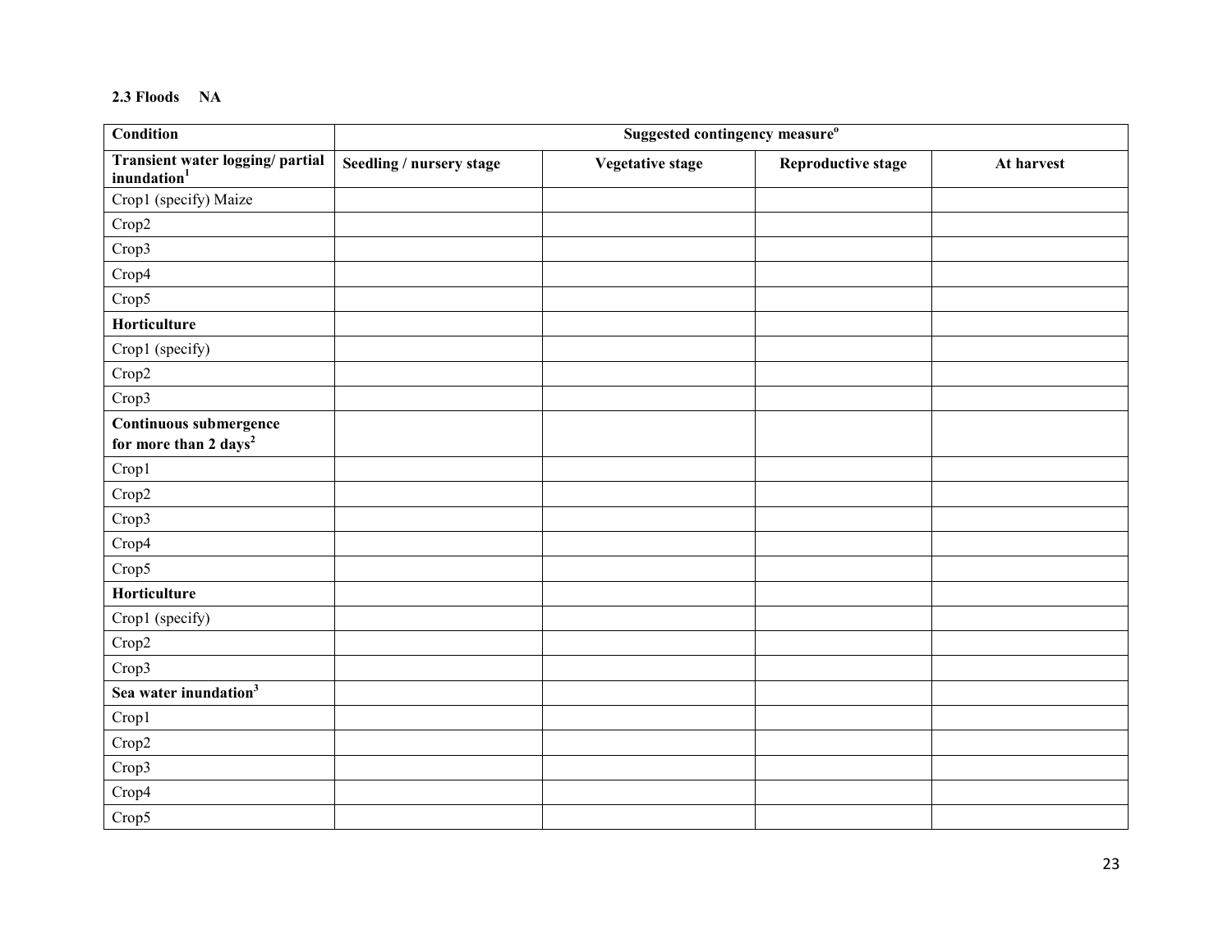**2.3 Floods NA**

| Condition | Suggested contingency measure[o] | | | |
|---|---|---|---|---|
| **Transient water logging/ partial inundation[1]** | **Seedling / nursery stage** | **Vegetative stage** | **Reproductive stage** | **At harvest** |
| Crop1 (specify) Maize | | | | |
| Crop2 | | | | |
| Crop3 | | | | |
| Crop4 | | | | |
| Crop5 | | | | |
| **Horticulture** | | | | |
| Crop1 (specify) | | | | |
| Crop2 | | | | |
| Crop3 | | | | |
| **Continuous submergence for more than 2 days[2]** | | | | |
| Crop1 | | | | |
| Crop2 | | | | |
| Crop3 | | | | |
| Crop4 | | | | |
| Crop5 | | | | |
| **Horticulture** | | | | |
| Crop1 (specify) | | | | |
| Crop2 | | | | |
| Crop3 | | | | |
| **Sea water inundation[3]** | | | | |
| Crop1 | | | | |
| Crop2 | | | | |
| Crop3 | | | | |
| Crop4 | | | | |
| Crop5 | | | | |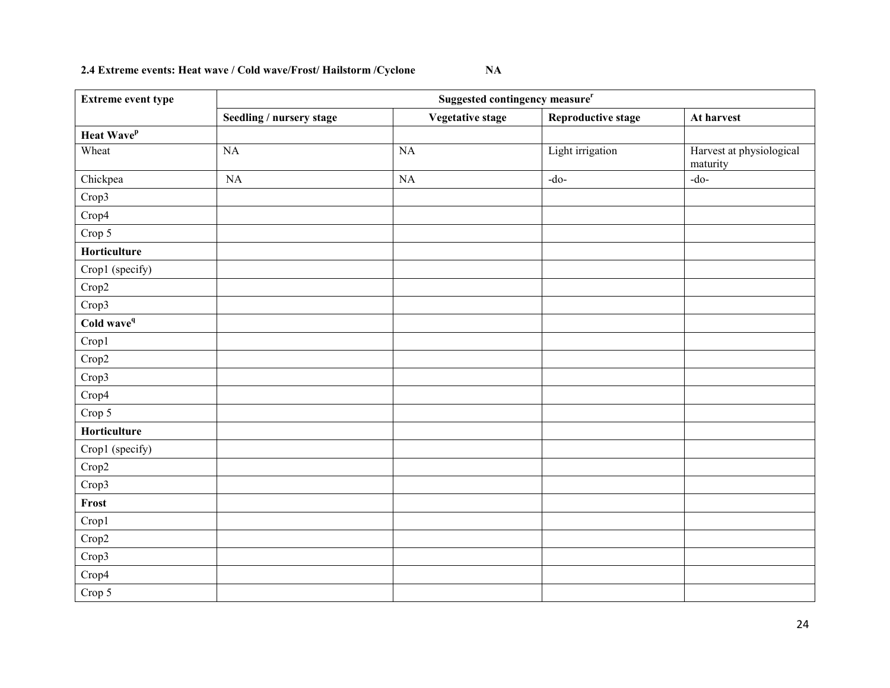**2.4 Extreme events: Heat wave / Cold wave/Frost/ Hailstorm /Cyclone NA**

| Extreme event type | Suggested contingency measure[r] | | | |
|---|---|---|---|---|
| | Seedling / nursery stage | Vegetative stage | Reproductive stage | At harvest |
| **Heat Wave[p]** | | | | |
| Wheat | NA | NA | Light irrigation | Harvest at physiological maturity |
| Chickpea | NA | NA | -do- | -do- |
| Crop3 | | | | |
| Crop4 | | | | |
| Crop 5 | | | | |
| **Horticulture** | | | | |
| Crop1 (specify) | | | | |
| Crop2 | | | | |
| Crop3 | | | | |
| **Cold wave[q]** | | | | |
| Crop1 | | | | |
| Crop2 | | | | |
| Crop3 | | | | |
| Crop4 | | | | |
| Crop 5 | | | | |
| **Horticulture** | | | | |
| Crop1 (specify) | | | | |
| Crop2 | | | | |
| Crop3 | | | | |
| **Frost** | | | | |
| Crop1 | | | | |
| Crop2 | | | | |
| Crop3 | | | | |
| Crop4 | | | | |
| Crop 5 | | | | |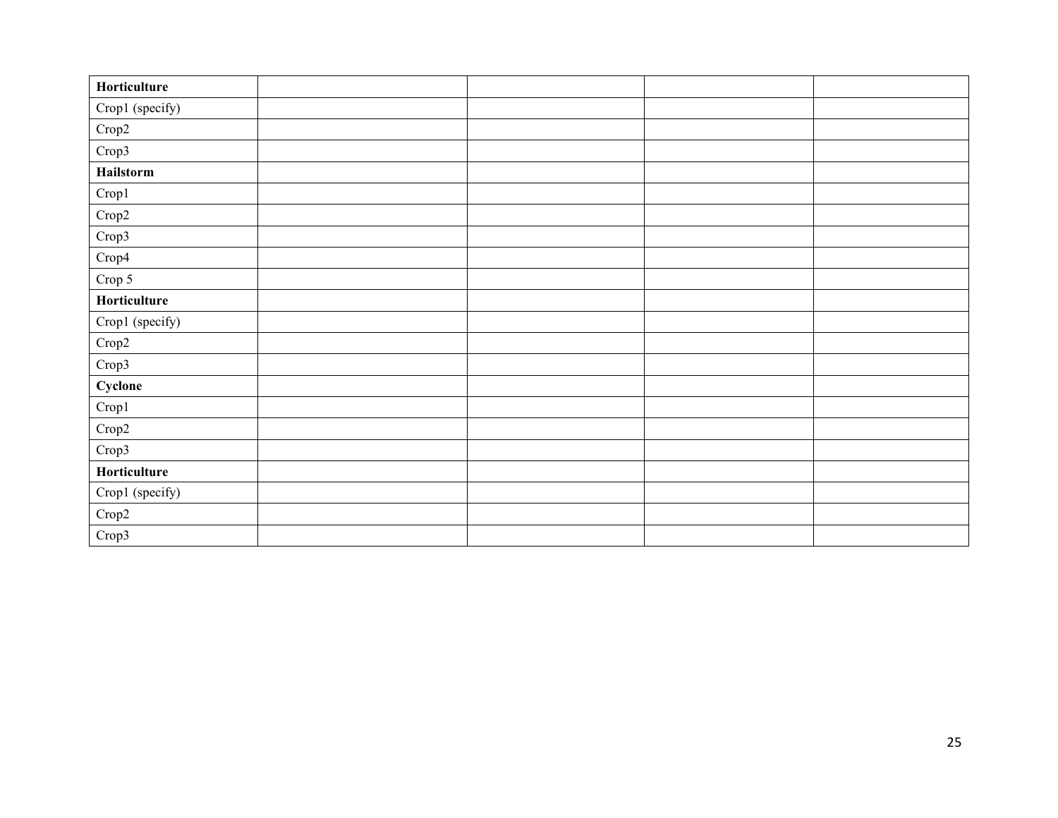| | | | | |
|---|---|---|---|---|
| **Horticulture** | | | | |
| Crop1 (specify) | | | | |
| Crop2 | | | | |
| Crop3 | | | | |
| **Hailstorm** | | | | |
| Crop1 | | | | |
| Crop2 | | | | |
| Crop3 | | | | |
| Crop4 | | | | |
| Crop 5 | | | | |
| **Horticulture** | | | | |
| Crop1 (specify) | | | | |
| Crop2 | | | | |
| Crop3 | | | | |
| **Cyclone** | | | | |
| Crop1 | | | | |
| Crop2 | | | | |
| Crop3 | | | | |
| **Horticulture** | | | | |
| Crop1 (specify) | | | | |
| Crop2 | | | | |
| Crop3 | | | | |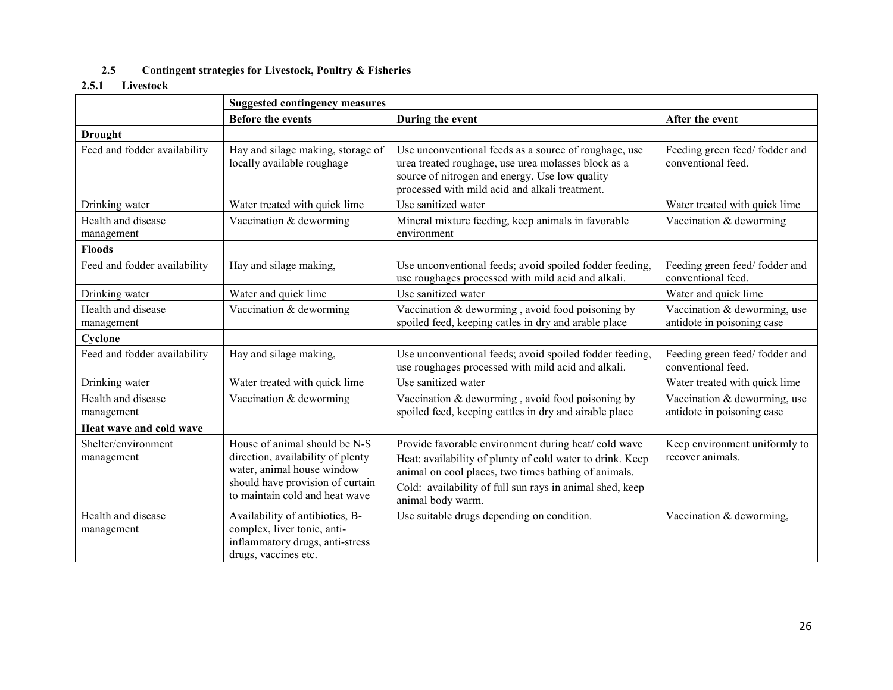### 2.5 Contingent strategies for Livestock, Poultry & Fisheries

#### 2.5.1 Livestock

| | Suggested contingency measures | | |
|---|---|---|---|
| | **Before the events** | **During the event** | **After the event** |
| **Drought** | | | |
| Feed and fodder availability | Hay and silage making, storage of locally available roughage | Use unconventional feeds as a source of roughage, use urea treated roughage, use urea molasses block as a source of nitrogen and energy. Use low quality processed with mild acid and alkali treatment. | Feeding green feed/ fodder and conventional feed. |
| Drinking water | Water treated with quick lime | Use sanitized water | Water treated with quick lime |
| Health and disease management | Vaccination & deworming | Mineral mixture feeding, keep animals in favorable environment | Vaccination & deworming |
| **Floods** | | | |
| Feed and fodder availability | Hay and silage making, | Use unconventional feeds; avoid spoiled fodder feeding, use roughages processed with mild acid and alkali. | Feeding green feed/ fodder and conventional feed. |
| Drinking water | Water and quick lime | Use sanitized water | Water and quick lime |
| Health and disease management | Vaccination & deworming | Vaccination & deworming , avoid food poisoning by spoiled feed, keeping catles in dry and arable place | Vaccination & deworming, use antidote in poisoning case |
| **Cyclone** | | | |
| Feed and fodder availability | Hay and silage making, | Use unconventional feeds; avoid spoiled fodder feeding, use roughages processed with mild acid and alkali. | Feeding green feed/ fodder and conventional feed. |
| Drinking water | Water treated with quick lime | Use sanitized water | Water treated with quick lime |
| Health and disease management | Vaccination & deworming | Vaccination & deworming , avoid food poisoning by spoiled feed, keeping cattles in dry and airable place | Vaccination & deworming, use antidote in poisoning case |
| **Heat wave and cold wave** | | | |
| Shelter/environment management | House of animal should be N-S direction, availability of plenty water, animal house window should have provision of curtain to maintain cold and heat wave | Provide favorable environment during heat/ cold wave Heat: availability of plunty of cold water to drink. Keep animal on cool places, two times bathing of animals. Cold: availability of full sun rays in animal shed, keep animal body warm. | Keep environment uniformly to recover animals. |
| Health and disease management | Availability of antibiotics, B-complex, liver tonic, anti-inflammatory drugs, anti-stress drugs, vaccines etc. | Use suitable drugs depending on condition. | Vaccination & deworming, |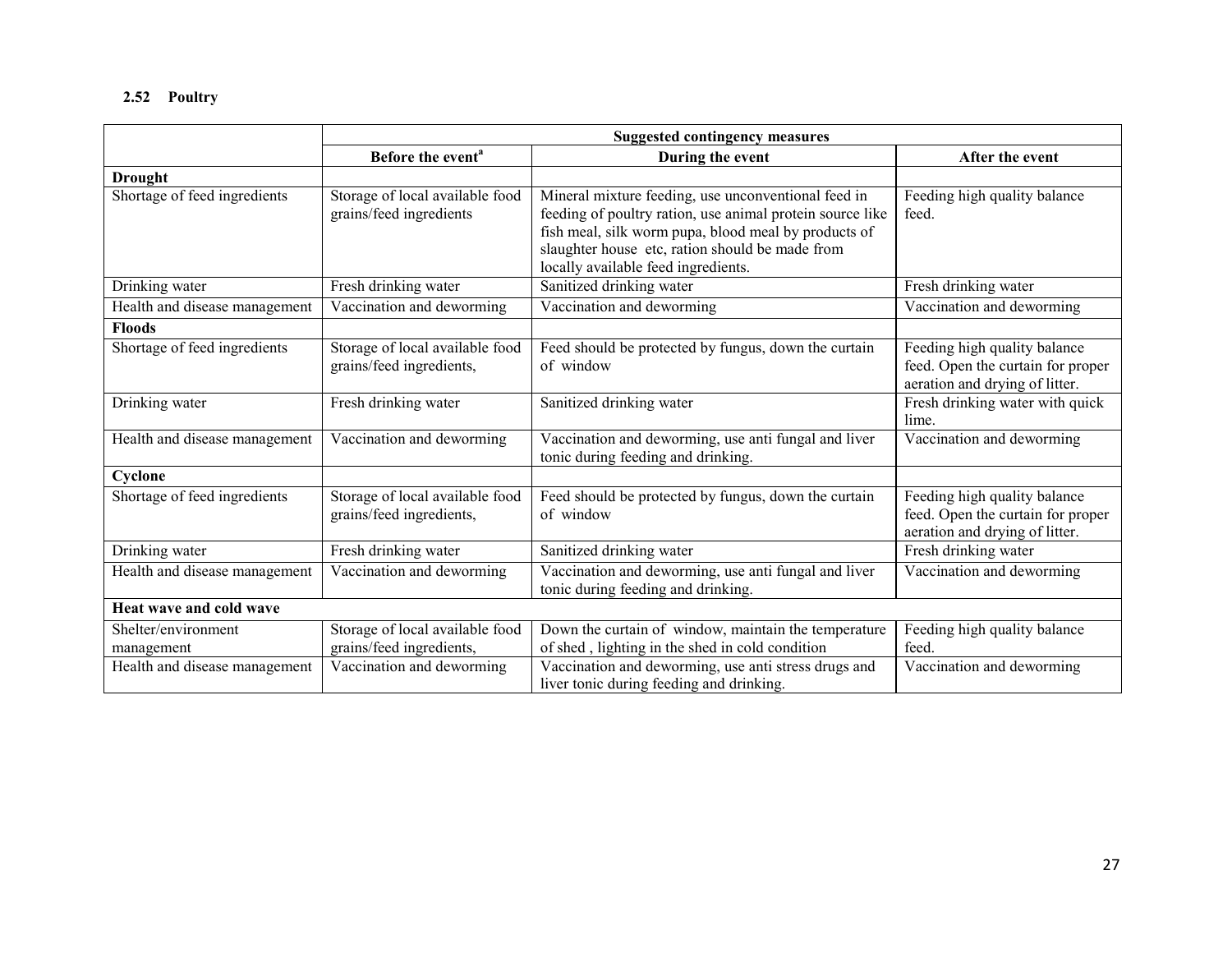### 2.52 Poultry

| | Suggested contingency measures | | |
|---|---|---|---|
| | **Before the event**[a] | **During the event** | **After the event** |
| **Drought** | | | |
| Shortage of feed ingredients | Storage of local available food grains/feed ingredients | Mineral mixture feeding, use unconventional feed in feeding of poultry ration, use animal protein source like fish meal, silk worm pupa, blood meal by products of slaughter house etc, ration should be made from locally available feed ingredients. | Feeding high quality balance feed. |
| Drinking water | Fresh drinking water | Sanitized drinking water | Fresh drinking water |
| Health and disease management | Vaccination and deworming | Vaccination and deworming | Vaccination and deworming |
| **Floods** | | | |
| Shortage of feed ingredients | Storage of local available food grains/feed ingredients, | Feed should be protected by fungus, down the curtain of window | Feeding high quality balance feed. Open the curtain for proper aeration and drying of litter. |
| Drinking water | Fresh drinking water | Sanitized drinking water | Fresh drinking water with quick lime. |
| Health and disease management | Vaccination and deworming | Vaccination and deworming, use anti fungal and liver tonic during feeding and drinking. | Vaccination and deworming |
| **Cyclone** | | | |
| Shortage of feed ingredients | Storage of local available food grains/feed ingredients, | Feed should be protected by fungus, down the curtain of window | Feeding high quality balance feed. Open the curtain for proper aeration and drying of litter. |
| Drinking water | Fresh drinking water | Sanitized drinking water | Fresh drinking water |
| Health and disease management | Vaccination and deworming | Vaccination and deworming, use anti fungal and liver tonic during feeding and drinking. | Vaccination and deworming |
| **Heat wave and cold wave** | | | |
| Shelter/environment management | Storage of local available food grains/feed ingredients, | Down the curtain of window, maintain the temperature of shed , lighting in the shed in cold condition | Feeding high quality balance feed. |
| Health and disease management | Vaccination and deworming | Vaccination and deworming, use anti stress drugs and liver tonic during feeding and drinking. | Vaccination and deworming |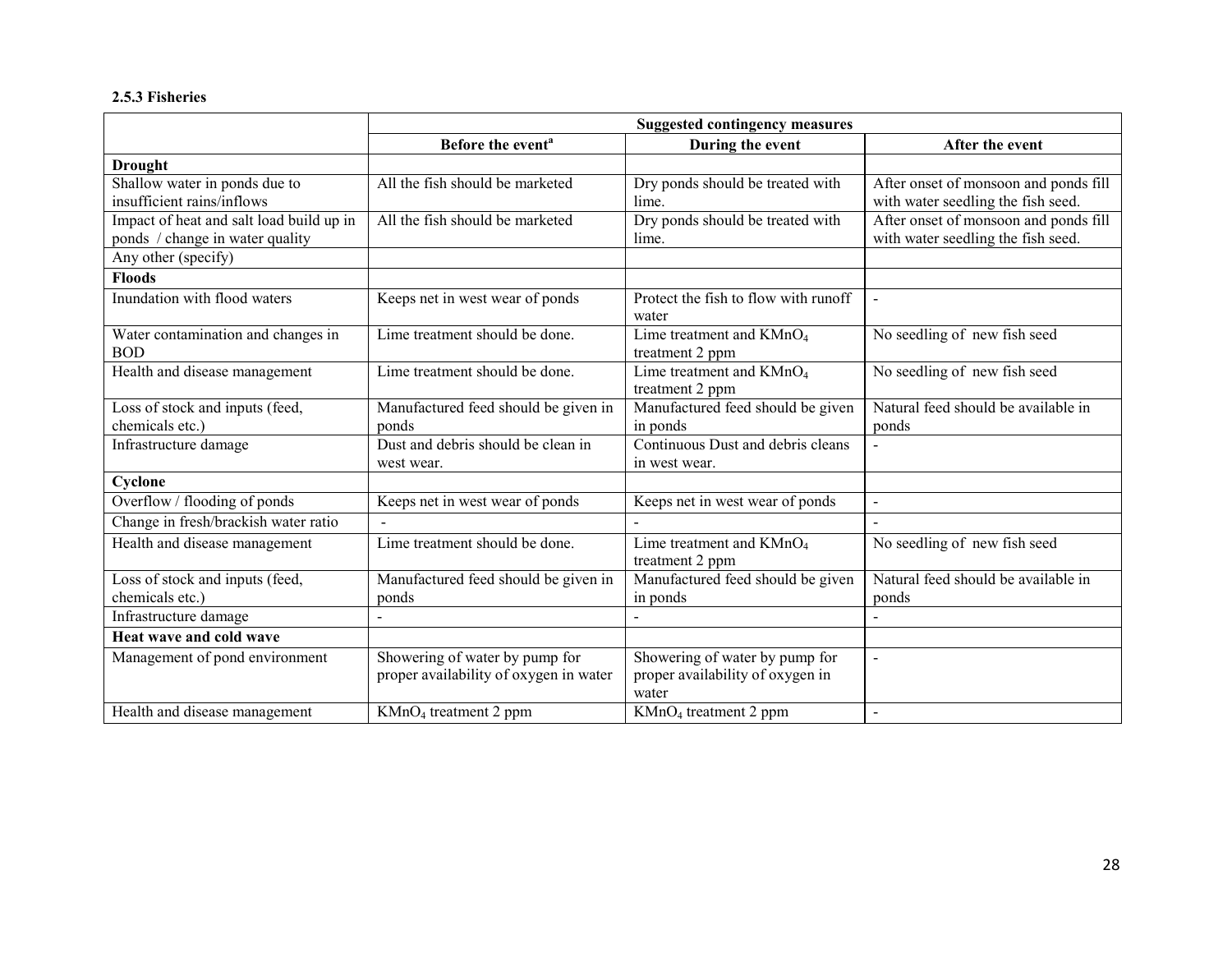**2.5.3 Fisheries**

| | Suggested contingency measures | | |
|---|---|---|---|
| | Before the event[a] | During the event | After the event |
| **Drought** | | | |
| Shallow water in ponds due to insufficient rains/inflows | All the fish should be marketed | Dry ponds should be treated with lime. | After onset of monsoon and ponds fill with water seedling the fish seed. |
| Impact of heat and salt load build up in ponds / change in water quality | All the fish should be marketed | Dry ponds should be treated with lime. | After onset of monsoon and ponds fill with water seedling the fish seed. |
| Any other (specify) | | | |
| **Floods** | | | |
| Inundation with flood waters | Keeps net in west wear of ponds | Protect the fish to flow with runoff water | - |
| Water contamination and changes in BOD | Lime treatment should be done. | Lime treatment and $KMnO_4$ treatment 2 ppm | No seedling of new fish seed |
| Health and disease management | Lime treatment should be done. | Lime treatment and $KMnO_4$ treatment 2 ppm | No seedling of new fish seed |
| Loss of stock and inputs (feed, chemicals etc.) | Manufactured feed should be given in ponds | Manufactured feed should be given in ponds | Natural feed should be available in ponds |
| Infrastructure damage | Dust and debris should be clean in west wear. | Continuous Dust and debris cleans in west wear. | - |
| **Cyclone** | | | |
| Overflow / flooding of ponds | Keeps net in west wear of ponds | Keeps net in west wear of ponds | - |
| Change in fresh/brackish water ratio | - | - | - |
| Health and disease management | Lime treatment should be done. | Lime treatment and $KMnO_4$ treatment 2 ppm | No seedling of new fish seed |
| Loss of stock and inputs (feed, chemicals etc.) | Manufactured feed should be given in ponds | Manufactured feed should be given in ponds | Natural feed should be available in ponds |
| Infrastructure damage | - | - | - |
| **Heat wave and cold wave** | | | |
| Management of pond environment | Showering of water by pump for proper availability of oxygen in water | Showering of water by pump for proper availability of oxygen in water | - |
| Health and disease management | $KMnO_4$ treatment 2 ppm | $KMnO_4$ treatment 2 ppm | - |